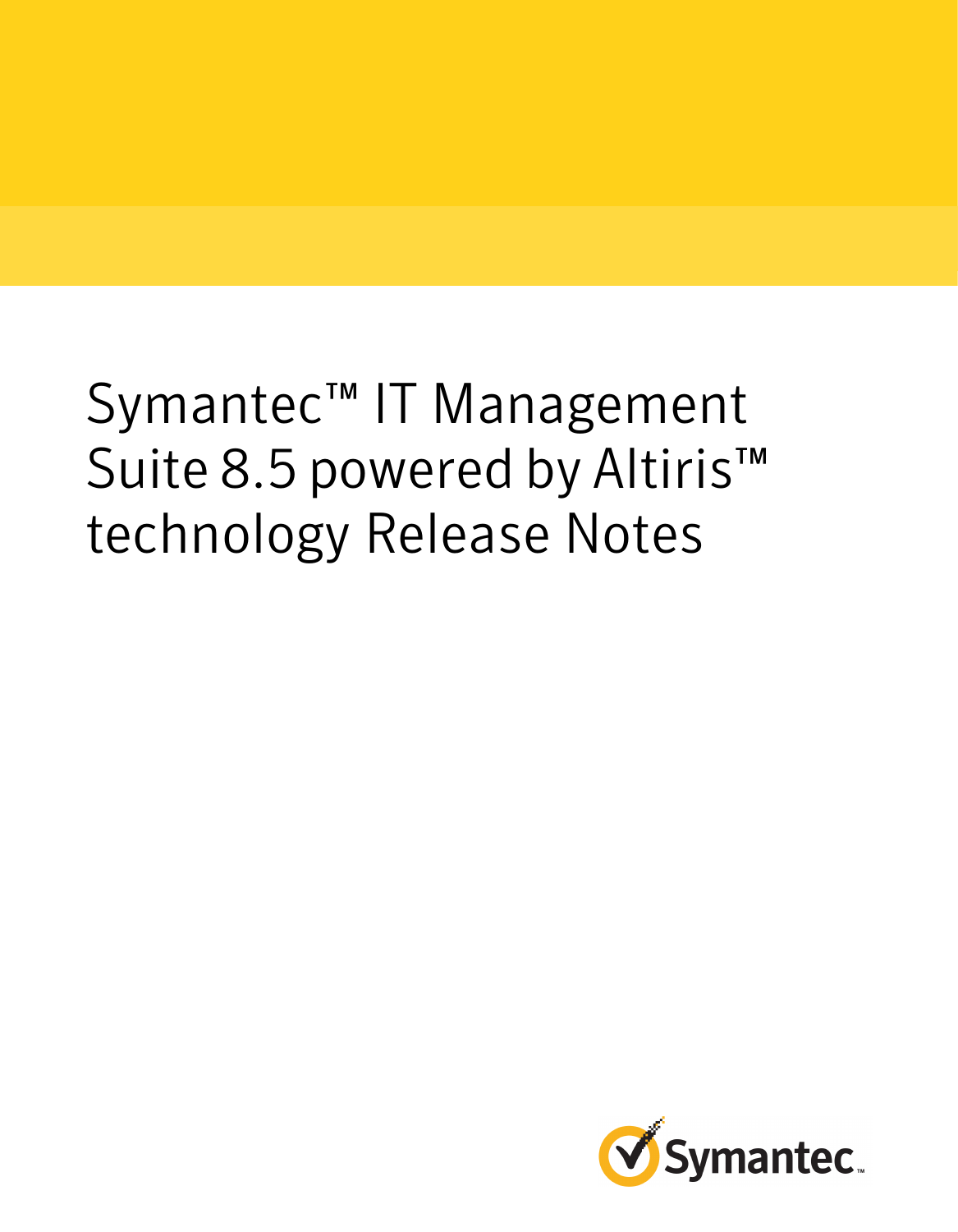# Symantec™ IT Management Suite 8.5 powered by Altiris™ technology Release Notes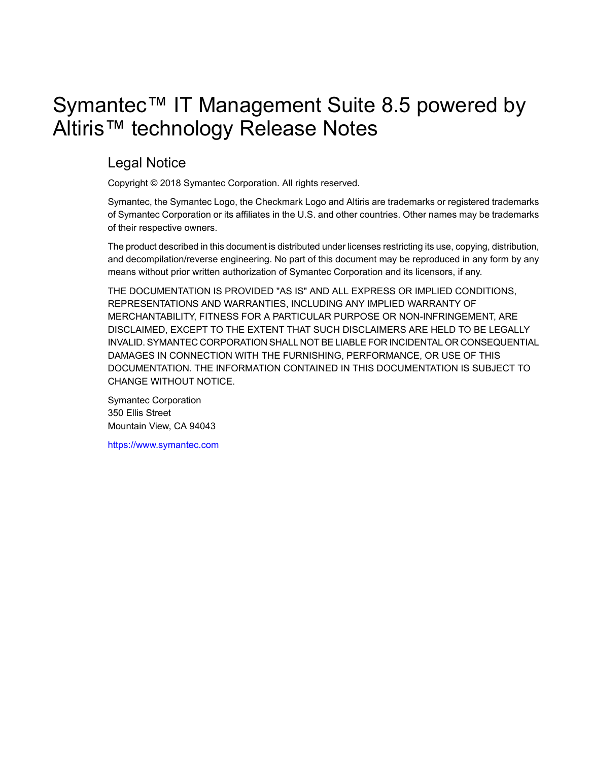# Symantec™ IT Management Suite 8.5 powered by Altiris™ technology Release Notes

## Legal Notice

Copyright © 2018 Symantec Corporation. All rights reserved.

Symantec, the Symantec Logo, the Checkmark Logo and Altiris are trademarks or registered trademarks of Symantec Corporation or its affiliates in the U.S. and other countries. Other names may be trademarks of their respective owners.

The product described in this document is distributed under licenses restricting its use, copying, distribution, and decompilation/reverse engineering. No part of this document may be reproduced in any form by any means without prior written authorization of Symantec Corporation and its licensors, if any.

THE DOCUMENTATION IS PROVIDED "AS IS" AND ALL EXPRESS OR IMPLIED CONDITIONS, REPRESENTATIONS AND WARRANTIES, INCLUDING ANY IMPLIED WARRANTY OF MERCHANTABILITY, FITNESS FOR A PARTICULAR PURPOSE OR NON-INFRINGEMENT, ARE DISCLAIMED, EXCEPT TO THE EXTENT THAT SUCH DISCLAIMERS ARE HELD TO BE LEGALLY INVALID. SYMANTEC CORPORATION SHALL NOT BE LIABLE FOR INCIDENTAL OR CONSEQUENTIAL DAMAGES IN CONNECTION WITH THE FURNISHING, PERFORMANCE, OR USE OF THIS DOCUMENTATION. THE INFORMATION CONTAINED IN THIS DOCUMENTATION IS SUBJECT TO CHANGE WITHOUT NOTICE.

Symantec Corporation
350 Ellis Street
Mountain View, CA 94043

https://www.symantec.com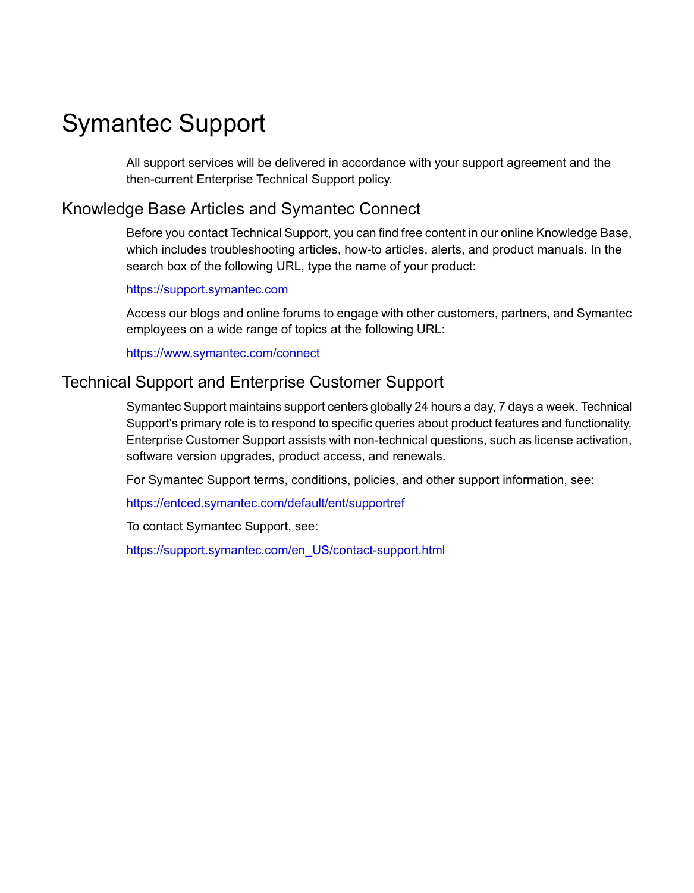# Symantec Support

All support services will be delivered in accordance with your support agreement and the then-current Enterprise Technical Support policy.

## Knowledge Base Articles and Symantec Connect

Before you contact Technical Support, you can find free content in our online Knowledge Base, which includes troubleshooting articles, how-to articles, alerts, and product manuals. In the search box of the following URL, type the name of your product:

https://support.symantec.com

Access our blogs and online forums to engage with other customers, partners, and Symantec employees on a wide range of topics at the following URL:

https://www.symantec.com/connect

## Technical Support and Enterprise Customer Support

Symantec Support maintains support centers globally 24 hours a day, 7 days a week. Technical Support's primary role is to respond to specific queries about product features and functionality. Enterprise Customer Support assists with non-technical questions, such as license activation, software version upgrades, product access, and renewals.

For Symantec Support terms, conditions, policies, and other support information, see:

https://entced.symantec.com/default/ent/supportref

To contact Symantec Support, see:

https://support.symantec.com/en_US/contact-support.html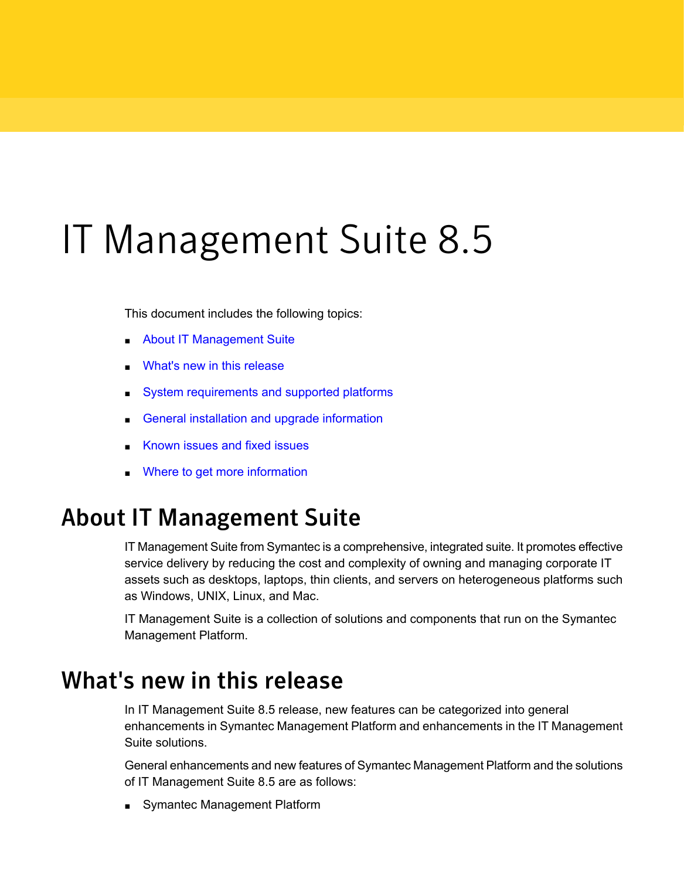# IT Management Suite 8.5

This document includes the following topics:

- About IT Management Suite
- What's new in this release
- System requirements and supported platforms
- General installation and upgrade information
- Known issues and fixed issues
- Where to get more information

## About IT Management Suite

IT Management Suite from Symantec is a comprehensive, integrated suite. It promotes effective service delivery by reducing the cost and complexity of owning and managing corporate IT assets such as desktops, laptops, thin clients, and servers on heterogeneous platforms such as Windows, UNIX, Linux, and Mac.

IT Management Suite is a collection of solutions and components that run on the Symantec Management Platform.

## What's new in this release

In IT Management Suite 8.5 release, new features can be categorized into general enhancements in Symantec Management Platform and enhancements in the IT Management Suite solutions.

General enhancements and new features of Symantec Management Platform and the solutions of IT Management Suite 8.5 are as follows:

- Symantec Management Platform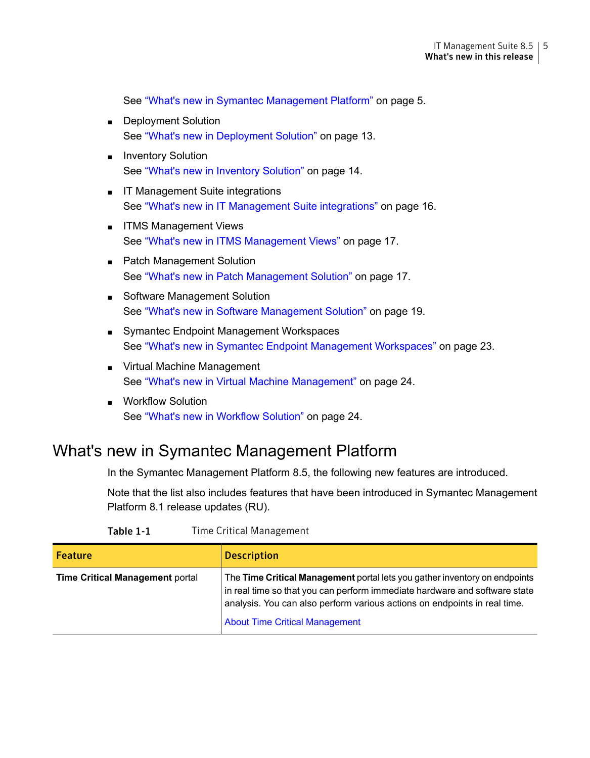See “What's new in Symantec Management Platform” on page 5.

- Deployment Solution
  See “What's new in Deployment Solution” on page 13.
- Inventory Solution
  See “What's new in Inventory Solution” on page 14.
- IT Management Suite integrations
  See “What's new in IT Management Suite integrations” on page 16.
- ITMS Management Views
  See “What's new in ITMS Management Views” on page 17.
- Patch Management Solution
  See “What's new in Patch Management Solution” on page 17.
- Software Management Solution
  See “What's new in Software Management Solution” on page 19.
- Symantec Endpoint Management Workspaces
  See “What's new in Symantec Endpoint Management Workspaces” on page 23.
- Virtual Machine Management
  See “What's new in Virtual Machine Management” on page 24.
- Workflow Solution
  See “What's new in Workflow Solution” on page 24.

## What's new in Symantec Management Platform

In the Symantec Management Platform 8.5, the following new features are introduced.

Note that the list also includes features that have been introduced in Symantec Management Platform 8.1 release updates (RU).

**Table 1-1** Time Critical Management

| Feature | Description |
| --- | --- |
| **Time Critical Management** portal | The **Time Critical Management** portal lets you gather inventory on endpoints in real time so that you can perform immediate hardware and software state analysis. You can also perform various actions on endpoints in real time.<br><br>About Time Critical Management |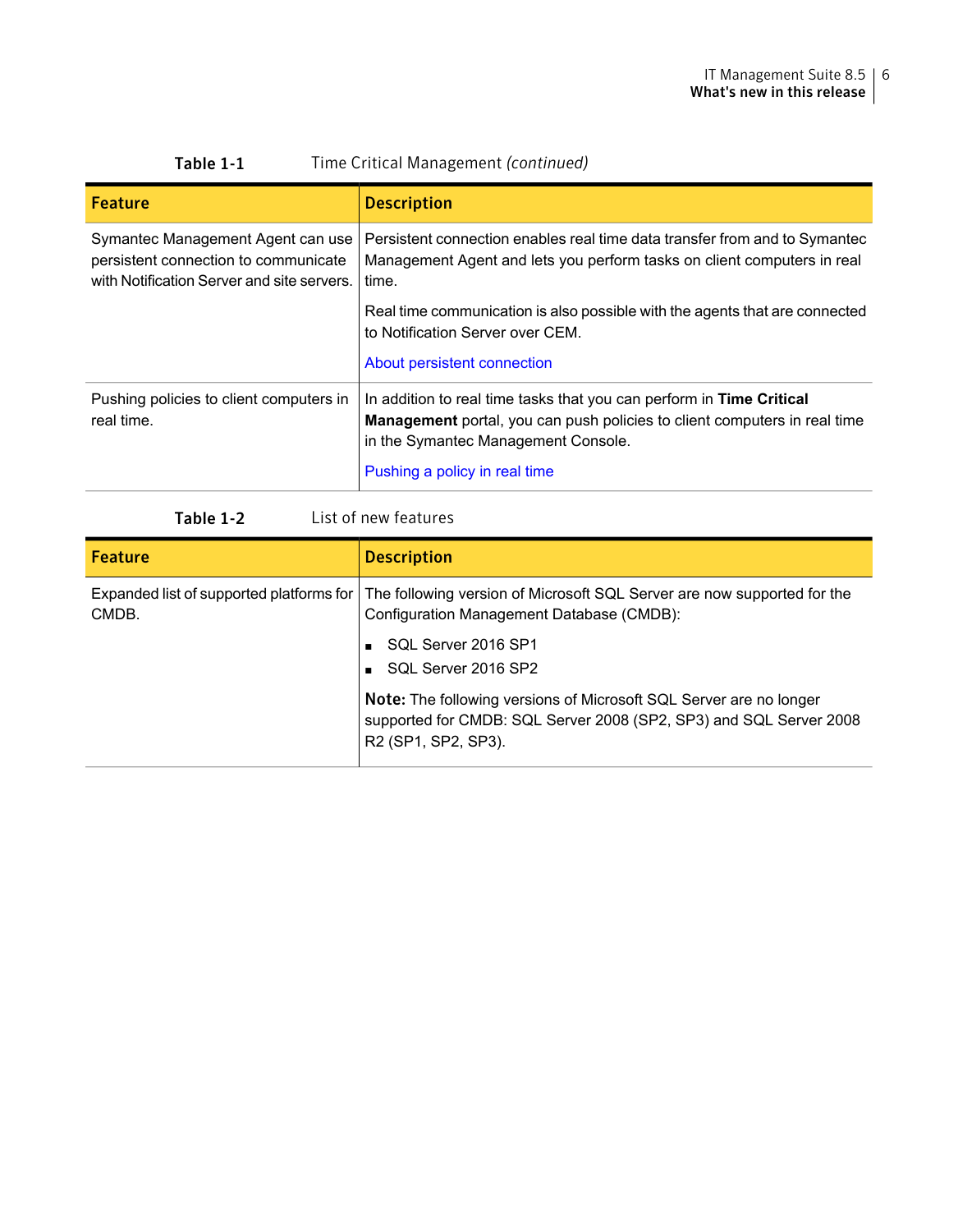**Table 1-1** Time Critical Management *(continued)*

| Feature | Description |
| --- | --- |
| Symantec Management Agent can use persistent connection to communicate with Notification Server and site servers. | Persistent connection enables real time data transfer from and to Symantec Management Agent and lets you perform tasks on client computers in real time.<br><br>Real time communication is also possible with the agents that are connected to Notification Server over CEM.<br><br>About persistent connection |
| Pushing policies to client computers in real time. | In addition to real time tasks that you can perform in **Time Critical Management** portal, you can push policies to client computers in real time in the Symantec Management Console.<br><br>Pushing a policy in real time |

**Table 1-2** List of new features

| Feature | Description |
| --- | --- |
| Expanded list of supported platforms for CMDB. | The following version of Microsoft SQL Server are now supported for the Configuration Management Database (CMDB):<br><br>- SQL Server 2016 SP1<br>- SQL Server 2016 SP2<br><br>**Note:** The following versions of Microsoft SQL Server are no longer supported for CMDB: SQL Server 2008 (SP2, SP3) and SQL Server 2008 R2 (SP1, SP2, SP3). |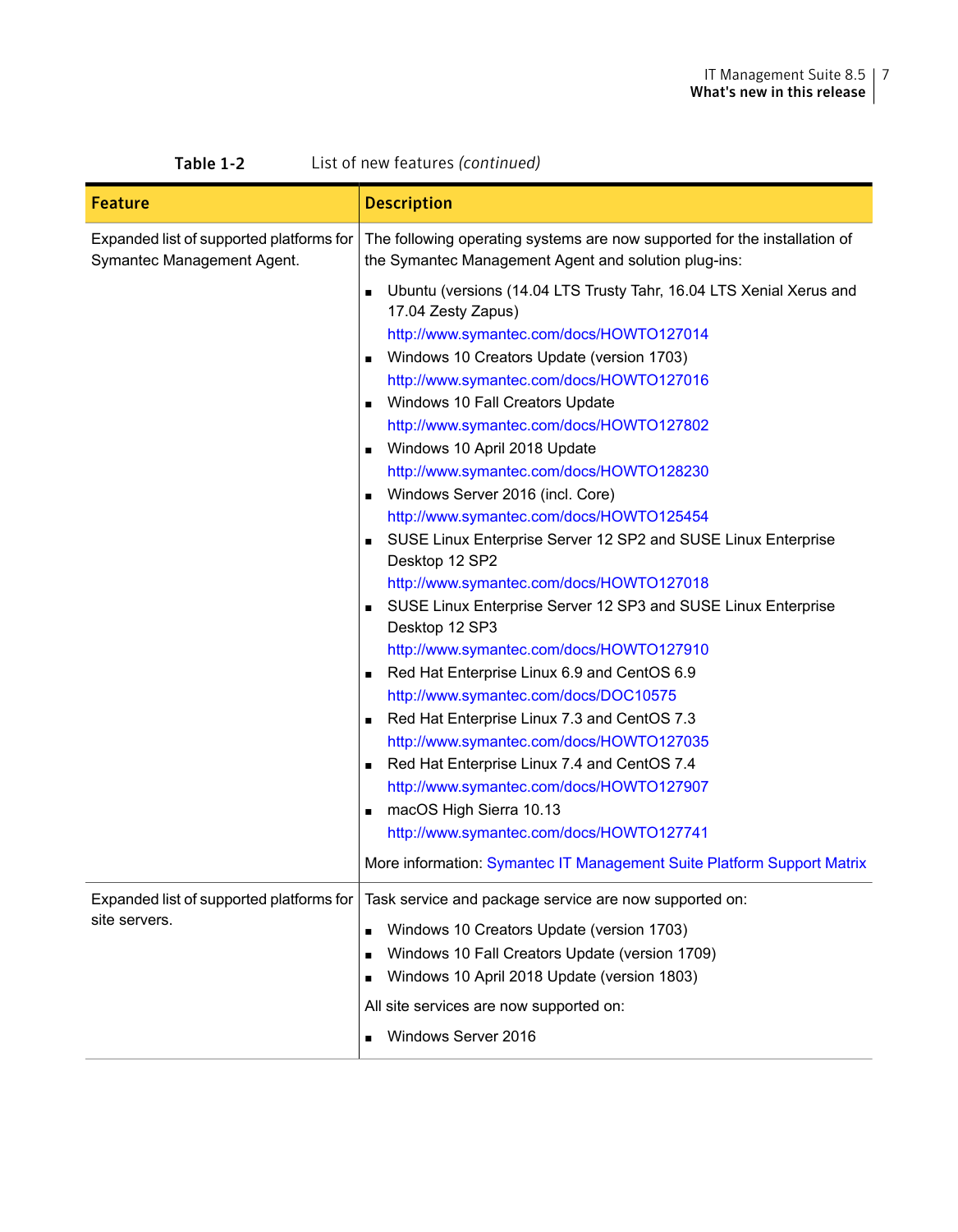**Table 1-2** List of new features *(continued)*

| Feature | Description |
|---|---|
| Expanded list of supported platforms for Symantec Management Agent. | The following operating systems are now supported for the installation of the Symantec Management Agent and solution plug-ins:<br>▪ Ubuntu (versions (14.04 LTS Trusty Tahr, 16.04 LTS Xenial Xerus and 17.04 Zesty Zapus) http://www.symantec.com/docs/HOWTO127014<br>▪ Windows 10 Creators Update (version 1703) http://www.symantec.com/docs/HOWTO127016<br>▪ Windows 10 Fall Creators Update http://www.symantec.com/docs/HOWTO127802<br>▪ Windows 10 April 2018 Update http://www.symantec.com/docs/HOWTO128230<br>▪ Windows Server 2016 (incl. Core) http://www.symantec.com/docs/HOWTO125454<br>▪ SUSE Linux Enterprise Server 12 SP2 and SUSE Linux Enterprise Desktop 12 SP2 http://www.symantec.com/docs/HOWTO127018<br>▪ SUSE Linux Enterprise Server 12 SP3 and SUSE Linux Enterprise Desktop 12 SP3 http://www.symantec.com/docs/HOWTO127910<br>▪ Red Hat Enterprise Linux 6.9 and CentOS 6.9 http://www.symantec.com/docs/DOC10575<br>▪ Red Hat Enterprise Linux 7.3 and CentOS 7.3 http://www.symantec.com/docs/HOWTO127035<br>▪ Red Hat Enterprise Linux 7.4 and CentOS 7.4 http://www.symantec.com/docs/HOWTO127907<br>▪ macOS High Sierra 10.13 http://www.symantec.com/docs/HOWTO127741<br>More information: Symantec IT Management Suite Platform Support Matrix |
| Expanded list of supported platforms for site servers. | Task service and package service are now supported on:<br>▪ Windows 10 Creators Update (version 1703)<br>▪ Windows 10 Fall Creators Update (version 1709)<br>▪ Windows 10 April 2018 Update (version 1803)<br>All site services are now supported on:<br>▪ Windows Server 2016 |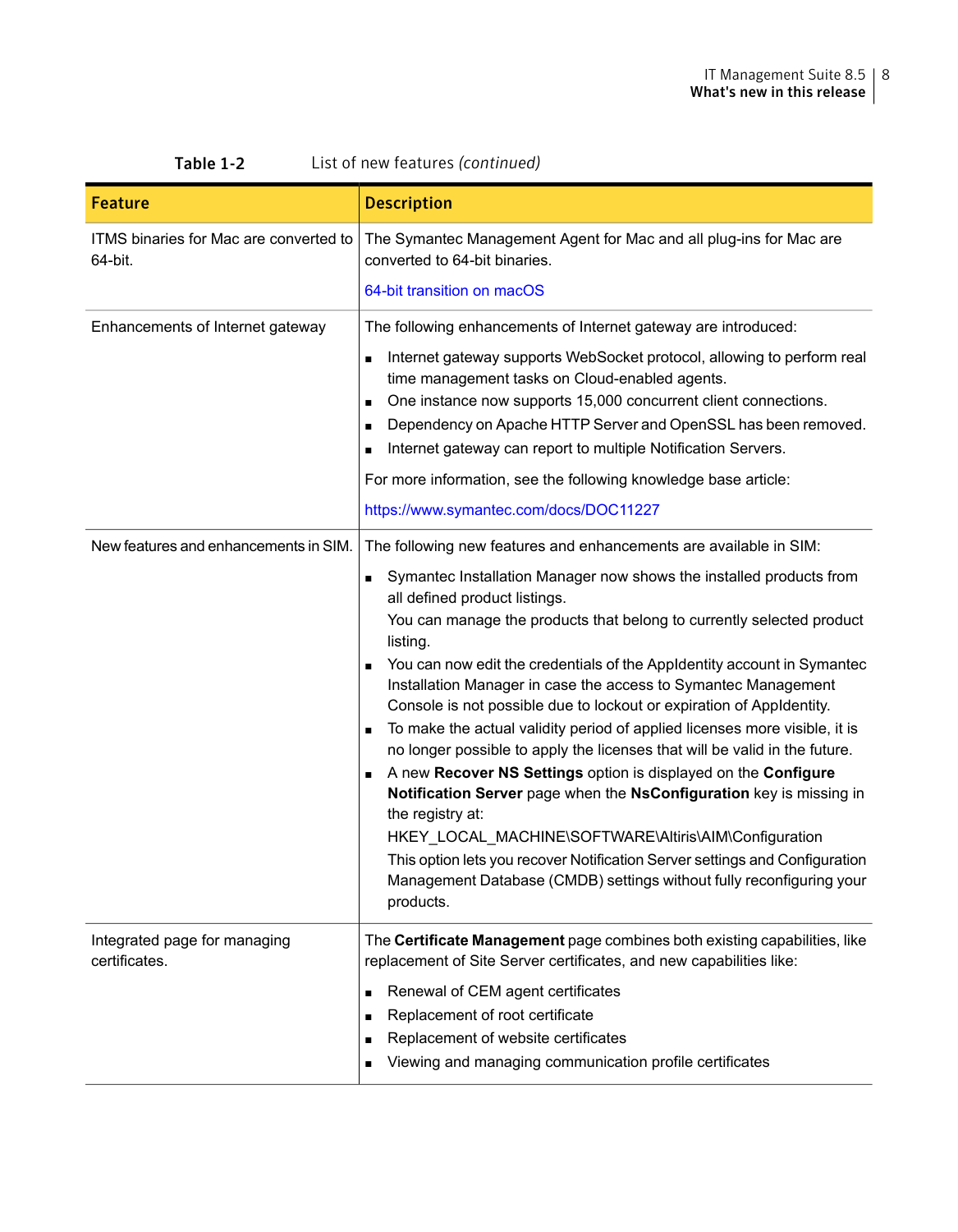Table 1-2 List of new features *(continued)*

| Feature | Description |
| --- | --- |
| ITMS binaries for Mac are converted to 64-bit. | The Symantec Management Agent for Mac and all plug-ins for Mac are converted to 64-bit binaries.<br><br>64-bit transition on macOS |
| Enhancements of Internet gateway | The following enhancements of Internet gateway are introduced:<br><br>▪ Internet gateway supports WebSocket protocol, allowing to perform real time management tasks on Cloud-enabled agents.<br>▪ One instance now supports 15,000 concurrent client connections.<br>▪ Dependency on Apache HTTP Server and OpenSSL has been removed.<br>▪ Internet gateway can report to multiple Notification Servers.<br><br>For more information, see the following knowledge base article:<br><br>https://www.symantec.com/docs/DOC11227 |
| New features and enhancements in SIM. | The following new features and enhancements are available in SIM:<br><br>▪ Symantec Installation Manager now shows the installed products from all defined product listings.<br>You can manage the products that belong to currently selected product listing.<br>▪ You can now edit the credentials of the AppIdentity account in Symantec Installation Manager in case the access to Symantec Management Console is not possible due to lockout or expiration of AppIdentity.<br>▪ To make the actual validity period of applied licenses more visible, it is no longer possible to apply the licenses that will be valid in the future.<br>▪ A new **Recover NS Settings** option is displayed on the **Configure Notification Server** page when the **NsConfiguration** key is missing in the registry at:<br>HKEY_LOCAL_MACHINE\SOFTWARE\Altiris\AIM\Configuration<br>This option lets you recover Notification Server settings and Configuration Management Database (CMDB) settings without fully reconfiguring your products. |
| Integrated page for managing certificates. | The **Certificate Management** page combines both existing capabilities, like replacement of Site Server certificates, and new capabilities like:<br><br>▪ Renewal of CEM agent certificates<br>▪ Replacement of root certificate<br>▪ Replacement of website certificates<br>▪ Viewing and managing communication profile certificates |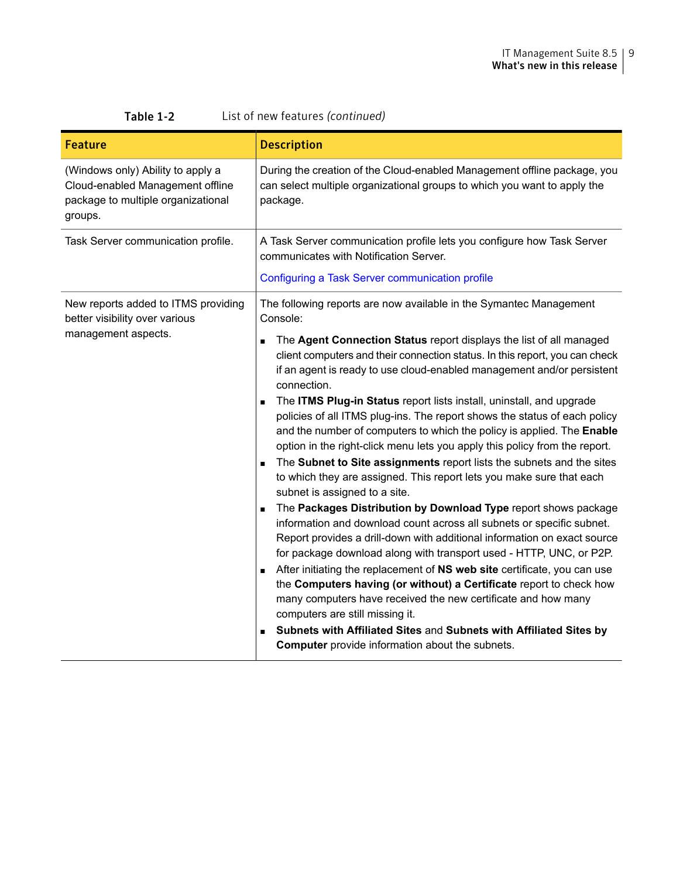**Table 1-2** List of new features *(continued)*

| Feature | Description |
|---|---|
| (Windows only) Ability to apply a Cloud-enabled Management offline package to multiple organizational groups. | During the creation of the Cloud-enabled Management offline package, you can select multiple organizational groups to which you want to apply the package. |
| Task Server communication profile. | A Task Server communication profile lets you configure how Task Server communicates with Notification Server.<br><br>Configuring a Task Server communication profile |
| New reports added to ITMS providing better visibility over various management aspects. | The following reports are now available in the Symantec Management Console:<br><br>■ The **Agent Connection Status** report displays the list of all managed client computers and their connection status. In this report, you can check if an agent is ready to use cloud-enabled management and/or persistent connection.<br>■ The **ITMS Plug-in Status** report lists install, uninstall, and upgrade policies of all ITMS plug-ins. The report shows the status of each policy and the number of computers to which the policy is applied. The **Enable** option in the right-click menu lets you apply this policy from the report.<br>■ The **Subnet to Site assignments** report lists the subnets and the sites to which they are assigned. This report lets you make sure that each subnet is assigned to a site.<br>■ The **Packages Distribution by Download Type** report shows package information and download count across all subnets or specific subnet. Report provides a drill-down with additional information on exact source for package download along with transport used - HTTP, UNC, or P2P.<br>■ After initiating the replacement of **NS web site** certificate, you can use the **Computers having (or without) a Certificate** report to check how many computers have received the new certificate and how many computers are still missing it.<br>■ **Subnets with Affiliated Sites** and **Subnets with Affiliated Sites by Computer** provide information about the subnets. |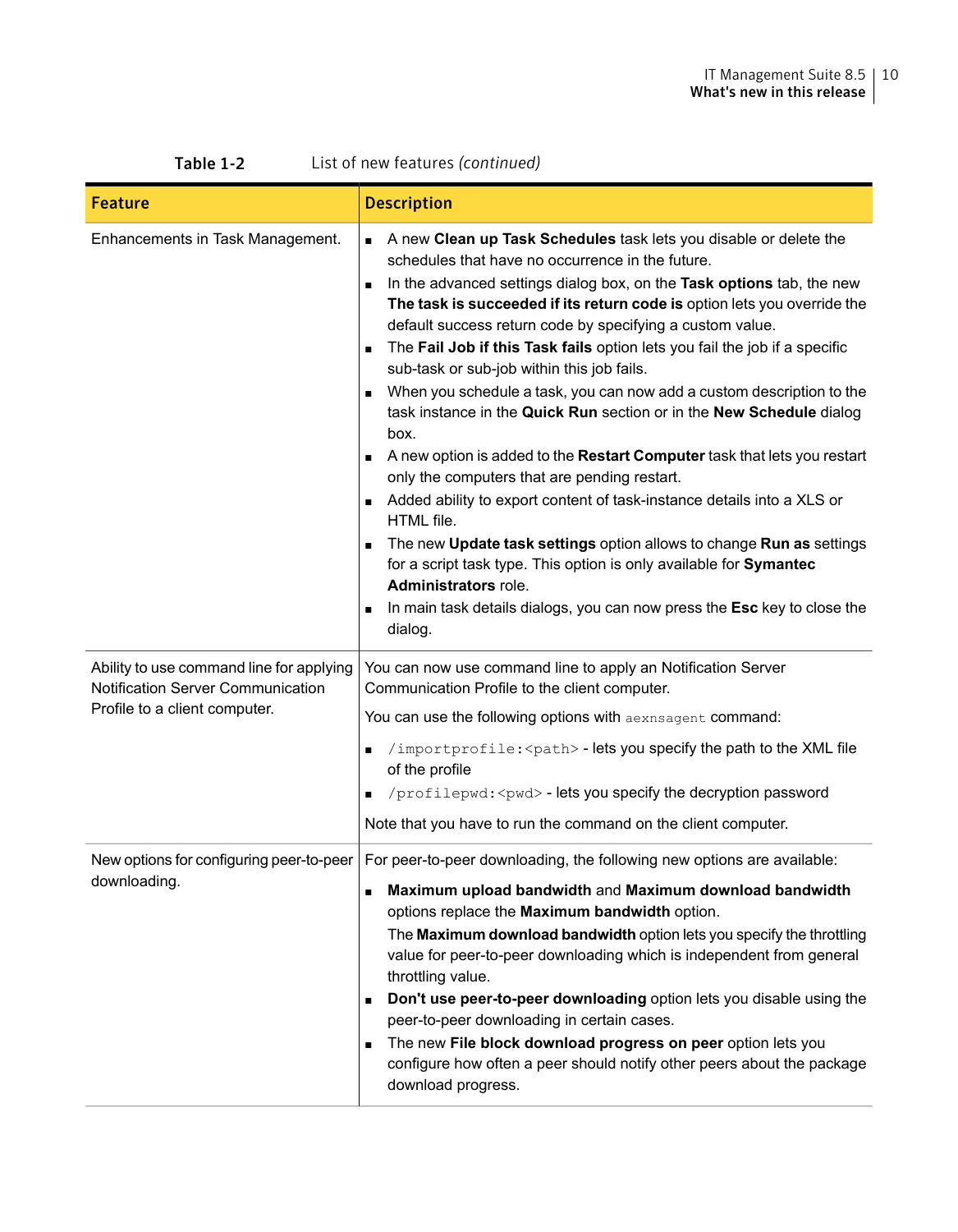Table 1-2 List of new features *(continued)*

| Feature | Description |
| --- | --- |
| Enhancements in Task Management. | ▪ A new **Clean up Task Schedules** task lets you disable or delete the schedules that have no occurrence in the future.<br>▪ In the advanced settings dialog box, on the **Task options** tab, the new **The task is succeeded if its return code is** option lets you override the default success return code by specifying a custom value.<br>▪ The **Fail Job if this Task fails** option lets you fail the job if a specific sub-task or sub-job within this job fails.<br>▪ When you schedule a task, you can now add a custom description to the task instance in the **Quick Run** section or in the **New Schedule** dialog box.<br>▪ A new option is added to the **Restart Computer** task that lets you restart only the computers that are pending restart.<br>▪ Added ability to export content of task-instance details into a XLS or HTML file.<br>▪ The new **Update task settings** option allows to change **Run as** settings for a script task type. This option is only available for **Symantec Administrators** role.<br>▪ In main task details dialogs, you can now press the **Esc** key to close the dialog. |
| Ability to use command line for applying Notification Server Communication Profile to a client computer. | You can now use command line to apply an Notification Server Communication Profile to the client computer.<br><br>You can use the following options with `aexnsagent` command:<br><br>▪ `/importprofile:<path>` - lets you specify the path to the XML file of the profile<br>▪ `/profilepwd:<pwd>` - lets you specify the decryption password<br><br>Note that you have to run the command on the client computer. |
| New options for configuring peer-to-peer downloading. | For peer-to-peer downloading, the following new options are available:<br><br>▪ **Maximum upload bandwidth** and **Maximum download bandwidth** options replace the **Maximum bandwidth** option.<br>The **Maximum download bandwidth** option lets you specify the throttling value for peer-to-peer downloading which is independent from general throttling value.<br>▪ **Don't use peer-to-peer downloading** option lets you disable using the peer-to-peer downloading in certain cases.<br>▪ The new **File block download progress on peer** option lets you configure how often a peer should notify other peers about the package download progress. |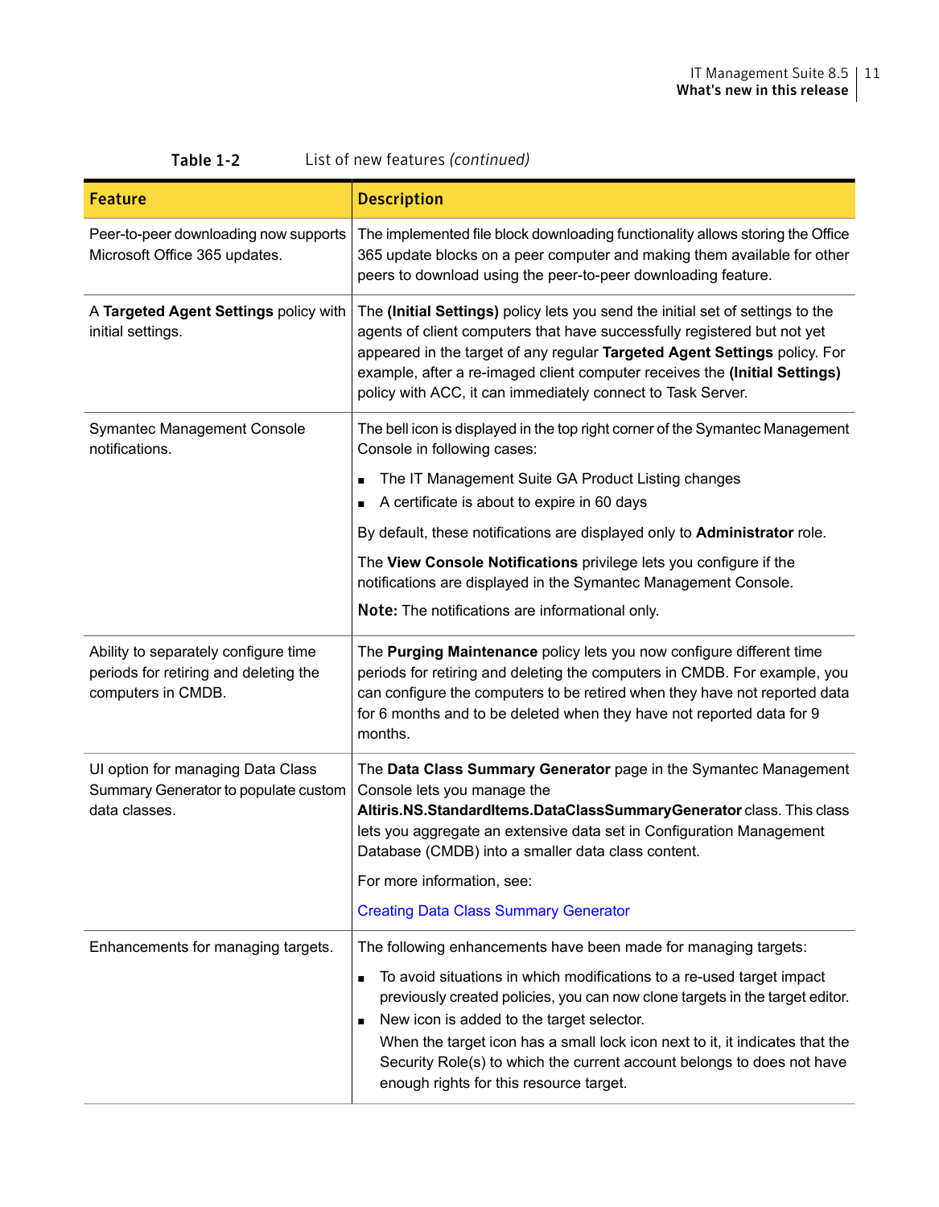**Table 1-2** List of new features *(continued)*

| Feature | Description |
| --- | --- |
| Peer-to-peer downloading now supports Microsoft Office 365 updates. | The implemented file block downloading functionality allows storing the Office 365 update blocks on a peer computer and making them available for other peers to download using the peer-to-peer downloading feature. |
| A **Targeted Agent Settings** policy with initial settings. | The **(Initial Settings)** policy lets you send the initial set of settings to the agents of client computers that have successfully registered but not yet appeared in the target of any regular **Targeted Agent Settings** policy. For example, after a re-imaged client computer receives the **(Initial Settings)** policy with ACC, it can immediately connect to Task Server. |
| Symantec Management Console notifications. | The bell icon is displayed in the top right corner of the Symantec Management Console in following cases:<br>▪ The IT Management Suite GA Product Listing changes<br>▪ A certificate is about to expire in 60 days<br>By default, these notifications are displayed only to **Administrator** role.<br>The **View Console Notifications** privilege lets you configure if the notifications are displayed in the Symantec Management Console.<br>**Note:** The notifications are informational only. |
| Ability to separately configure time periods for retiring and deleting the computers in CMDB. | The **Purging Maintenance** policy lets you now configure different time periods for retiring and deleting the computers in CMDB. For example, you can configure the computers to be retired when they have not reported data for 6 months and to be deleted when they have not reported data for 9 months. |
| UI option for managing Data Class Summary Generator to populate custom data classes. | The **Data Class Summary Generator** page in the Symantec Management Console lets you manage the **Altiris.NS.StandardItems.DataClassSummaryGenerator** class. This class lets you aggregate an extensive data set in Configuration Management Database (CMDB) into a smaller data class content.<br>For more information, see:<br>Creating Data Class Summary Generator |
| Enhancements for managing targets. | The following enhancements have been made for managing targets:<br>▪ To avoid situations in which modifications to a re-used target impact previously created policies, you can now clone targets in the target editor.<br>▪ New icon is added to the target selector.<br>When the target icon has a small lock icon next to it, it indicates that the Security Role(s) to which the current account belongs to does not have enough rights for this resource target. |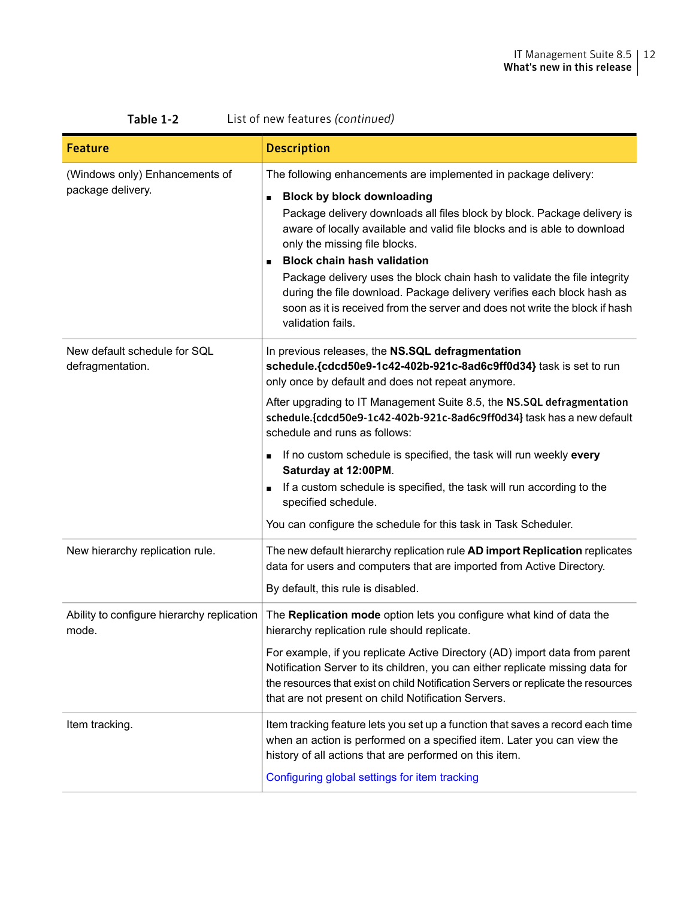**Table 1-2** List of new features *(continued)*

| Feature | Description |
|---|---|
| (Windows only) Enhancements of package delivery. | The following enhancements are implemented in package delivery:<br>▪ **Block by block downloading**<br>Package delivery downloads all files block by block. Package delivery is aware of locally available and valid file blocks and is able to download only the missing file blocks.<br>▪ **Block chain hash validation**<br>Package delivery uses the block chain hash to validate the file integrity during the file download. Package delivery verifies each block hash as soon as it is received from the server and does not write the block if hash validation fails. |
| New default schedule for SQL defragmentation. | In previous releases, the **NS.SQL defragmentation schedule.{cdcd50e9-1c42-402b-921c-8ad6c9ff0d34}** task is set to run only once by default and does not repeat anymore.<br>After upgrading to IT Management Suite 8.5, the **NS.SQL defragmentation schedule.{cdcd50e9-1c42-402b-921c-8ad6c9ff0d34}** task has a new default schedule and runs as follows:<br>▪ If no custom schedule is specified, the task will run weekly **every Saturday at 12:00PM**.<br>▪ If a custom schedule is specified, the task will run according to the specified schedule.<br>You can configure the schedule for this task in Task Scheduler. |
| New hierarchy replication rule. | The new default hierarchy replication rule **AD import Replication** replicates data for users and computers that are imported from Active Directory.<br>By default, this rule is disabled. |
| Ability to configure hierarchy replication mode. | The **Replication mode** option lets you configure what kind of data the hierarchy replication rule should replicate.<br>For example, if you replicate Active Directory (AD) import data from parent Notification Server to its children, you can either replicate missing data for the resources that exist on child Notification Servers or replicate the resources that are not present on child Notification Servers. |
| Item tracking. | Item tracking feature lets you set up a function that saves a record each time when an action is performed on a specified item. Later you can view the history of all actions that are performed on this item.<br>Configuring global settings for item tracking |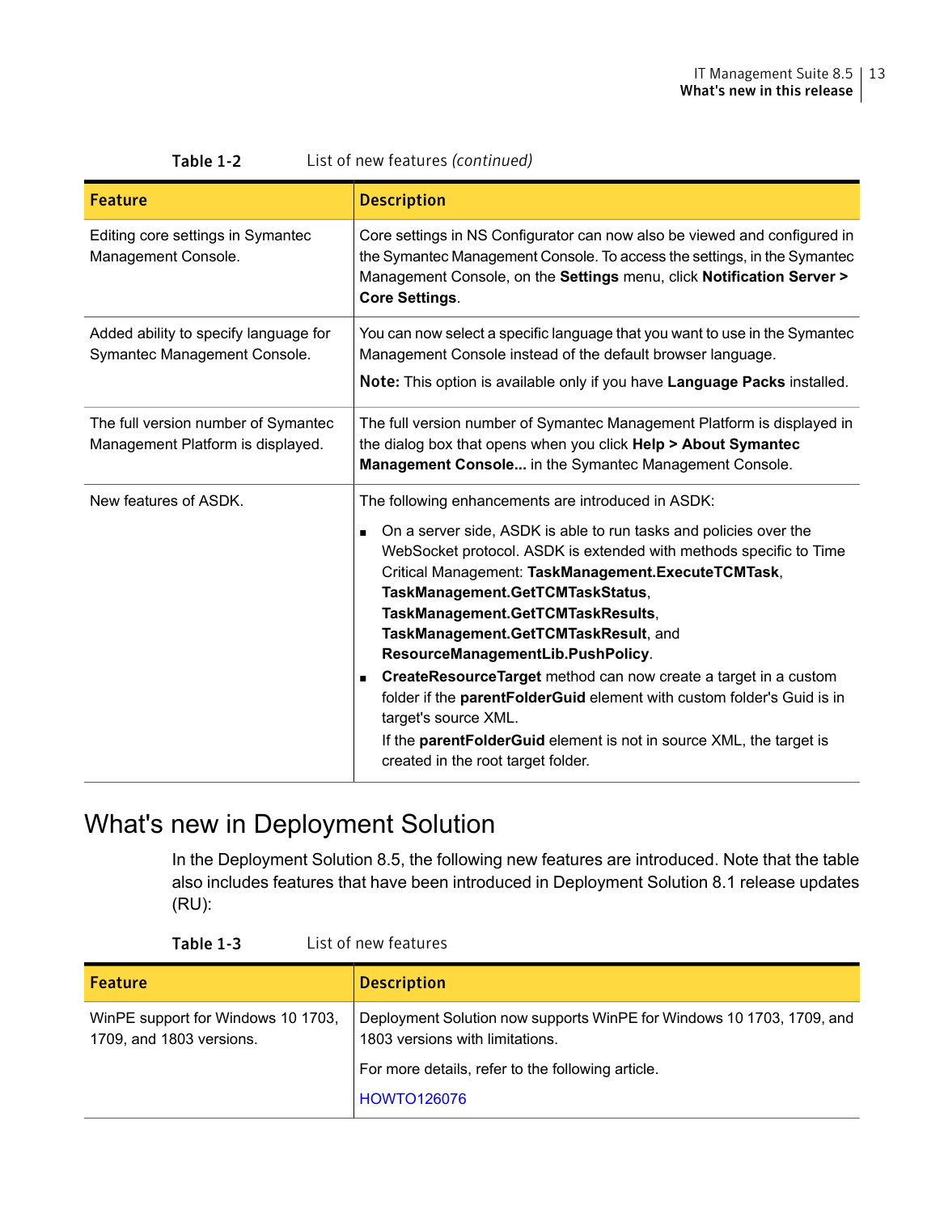Table 1-2 List of new features *(continued)*

| Feature | Description |
| --- | --- |
| Editing core settings in Symantec Management Console. | Core settings in NS Configurator can now also be viewed and configured in the Symantec Management Console. To access the settings, in the Symantec Management Console, on the **Settings** menu, click **Notification Server > Core Settings**. |
| Added ability to specify language for Symantec Management Console. | You can now select a specific language that you want to use in the Symantec Management Console instead of the default browser language.<br><br>**Note:** This option is available only if you have **Language Packs** installed. |
| The full version number of Symantec Management Platform is displayed. | The full version number of Symantec Management Platform is displayed in the dialog box that opens when you click **Help > About Symantec Management Console...** in the Symantec Management Console. |
| New features of ASDK. | The following enhancements are introduced in ASDK:<br><br>■ On a server side, ASDK is able to run tasks and policies over the WebSocket protocol. ASDK is extended with methods specific to Time Critical Management: **TaskManagement.ExecuteTCMTask**, **TaskManagement.GetTCMTaskStatus**, **TaskManagement.GetTCMTaskResults**, **TaskManagement.GetTCMTaskResult**, and **ResourceManagementLib.PushPolicy**.<br>■ **CreateResourceTarget** method can now create a target in a custom folder if the **parentFolderGuid** element with custom folder's Guid is in target's source XML.<br>If the **parentFolderGuid** element is not in source XML, the target is created in the root target folder. |

## What's new in Deployment Solution

In the Deployment Solution 8.5, the following new features are introduced. Note that the table also includes features that have been introduced in Deployment Solution 8.1 release updates (RU):

Table 1-3 List of new features

| Feature | Description |
| --- | --- |
| WinPE support for Windows 10 1703, 1709, and 1803 versions. | Deployment Solution now supports WinPE for Windows 10 1703, 1709, and 1803 versions with limitations.<br><br>For more details, refer to the following article.<br><br>HOWTO126076 |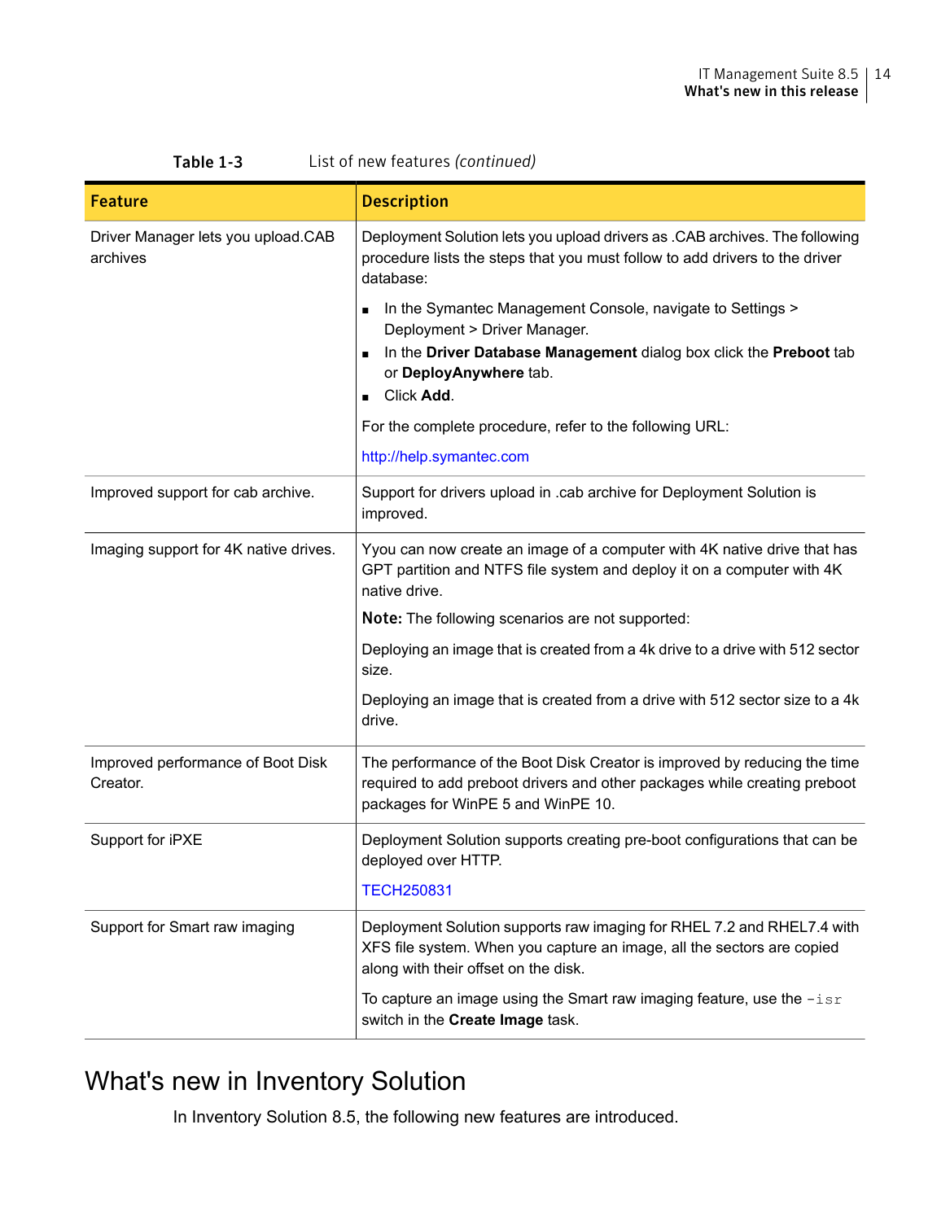**Table 1-3** List of new features *(continued)*

| Feature | Description |
| --- | --- |
| Driver Manager lets you upload.CAB archives | Deployment Solution lets you upload drivers as .CAB archives. The following procedure lists the steps that you must follow to add drivers to the driver database:<br><br>■ In the Symantec Management Console, navigate to Settings > Deployment > Driver Manager.<br>■ In the **Driver Database Management** dialog box click the **Preboot** tab or **DeployAnywhere** tab.<br>■ Click **Add**.<br><br>For the complete procedure, refer to the following URL:<br><br>http://help.symantec.com |
| Improved support for cab archive. | Support for drivers upload in .cab archive for Deployment Solution is improved. |
| Imaging support for 4K native drives. | Yyou can now create an image of a computer with 4K native drive that has GPT partition and NTFS file system and deploy it on a computer with 4K native drive.<br><br>**Note:** The following scenarios are not supported:<br><br>Deploying an image that is created from a 4k drive to a drive with 512 sector size.<br><br>Deploying an image that is created from a drive with 512 sector size to a 4k drive. |
| Improved performance of Boot Disk Creator. | The performance of the Boot Disk Creator is improved by reducing the time required to add preboot drivers and other packages while creating preboot packages for WinPE 5 and WinPE 10. |
| Support for iPXE | Deployment Solution supports creating pre-boot configurations that can be deployed over HTTP.<br><br>TECH250831 |
| Support for Smart raw imaging | Deployment Solution supports raw imaging for RHEL 7.2 and RHEL7.4 with XFS file system. When you capture an image, all the sectors are copied along with their offset on the disk.<br><br>To capture an image using the Smart raw imaging feature, use the `-isr` switch in the **Create Image** task. |

# What's new in Inventory Solution

In Inventory Solution 8.5, the following new features are introduced.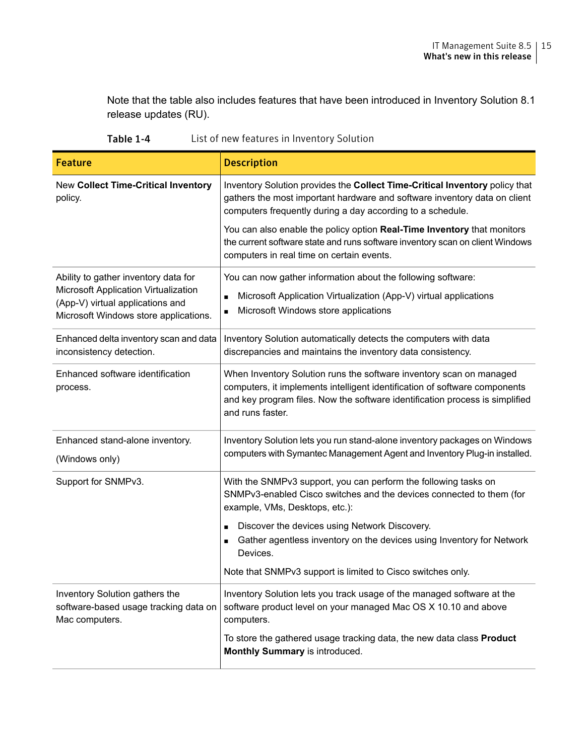Note that the table also includes features that have been introduced in Inventory Solution 8.1 release updates (RU).

**Table 1-4** List of new features in Inventory Solution

| Feature | Description |
|---|---|
| New **Collect Time-Critical Inventory** policy. | Inventory Solution provides the **Collect Time-Critical Inventory** policy that gathers the most important hardware and software inventory data on client computers frequently during a day according to a schedule.<br><br>You can also enable the policy option **Real-Time Inventory** that monitors the current software state and runs software inventory scan on client Windows computers in real time on certain events. |
| Ability to gather inventory data for Microsoft Application Virtualization (App-V) virtual applications and Microsoft Windows store applications. | You can now gather information about the following software:<br>■ Microsoft Application Virtualization (App-V) virtual applications<br>■ Microsoft Windows store applications |
| Enhanced delta inventory scan and data inconsistency detection. | Inventory Solution automatically detects the computers with data discrepancies and maintains the inventory data consistency. |
| Enhanced software identification process. | When Inventory Solution runs the software inventory scan on managed computers, it implements intelligent identification of software components and key program files. Now the software identification process is simplified and runs faster. |
| Enhanced stand-alone inventory.<br><br>(Windows only) | Inventory Solution lets you run stand-alone inventory packages on Windows computers with Symantec Management Agent and Inventory Plug-in installed. |
| Support for SNMPv3. | With the SNMPv3 support, you can perform the following tasks on SNMPv3-enabled Cisco switches and the devices connected to them (for example, VMs, Desktops, etc.):<br>■ Discover the devices using Network Discovery.<br>■ Gather agentless inventory on the devices using Inventory for Network Devices.<br><br>Note that SNMPv3 support is limited to Cisco switches only. |
| Inventory Solution gathers the software-based usage tracking data on Mac computers. | Inventory Solution lets you track usage of the managed software at the software product level on your managed Mac OS X 10.10 and above computers.<br><br>To store the gathered usage tracking data, the new data class **Product Monthly Summary** is introduced. |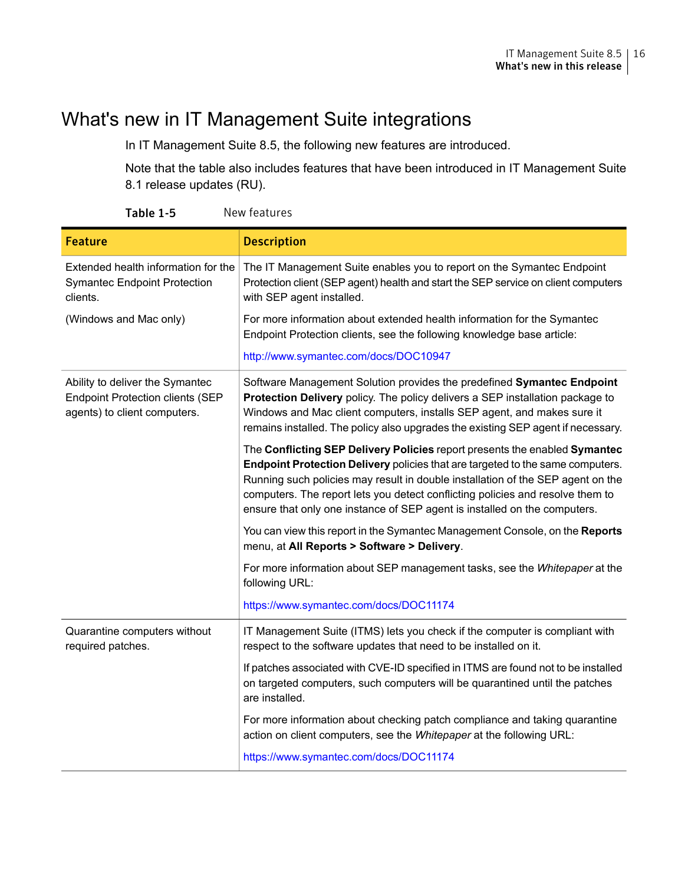## What's new in IT Management Suite integrations

In IT Management Suite 8.5, the following new features are introduced.

Note that the table also includes features that have been introduced in IT Management Suite 8.1 release updates (RU).

**Table 1-5** New features

| Feature | Description |
| --- | --- |
| Extended health information for the Symantec Endpoint Protection clients.<br><br>(Windows and Mac only) | The IT Management Suite enables you to report on the Symantec Endpoint Protection client (SEP agent) health and start the SEP service on client computers with SEP agent installed.<br><br>For more information about extended health information for the Symantec Endpoint Protection clients, see the following knowledge base article:<br><br>http://www.symantec.com/docs/DOC10947 |
| Ability to deliver the Symantec Endpoint Protection clients (SEP agents) to client computers. | Software Management Solution provides the predefined **Symantec Endpoint Protection Delivery** policy. The policy delivers a SEP installation package to Windows and Mac client computers, installs SEP agent, and makes sure it remains installed. The policy also upgrades the existing SEP agent if necessary.<br><br>The **Conflicting SEP Delivery Policies** report presents the enabled **Symantec Endpoint Protection Delivery** policies that are targeted to the same computers. Running such policies may result in double installation of the SEP agent on the computers. The report lets you detect conflicting policies and resolve them to ensure that only one instance of SEP agent is installed on the computers.<br><br>You can view this report in the Symantec Management Console, on the **Reports** menu, at **All Reports > Software > Delivery**.<br><br>For more information about SEP management tasks, see the *Whitepaper* at the following URL:<br><br>https://www.symantec.com/docs/DOC11174 |
| Quarantine computers without required patches. | IT Management Suite (ITMS) lets you check if the computer is compliant with respect to the software updates that need to be installed on it.<br><br>If patches associated with CVE-ID specified in ITMS are found not to be installed on targeted computers, such computers will be quarantined until the patches are installed.<br><br>For more information about checking patch compliance and taking quarantine action on client computers, see the *Whitepaper* at the following URL:<br><br>https://www.symantec.com/docs/DOC11174 |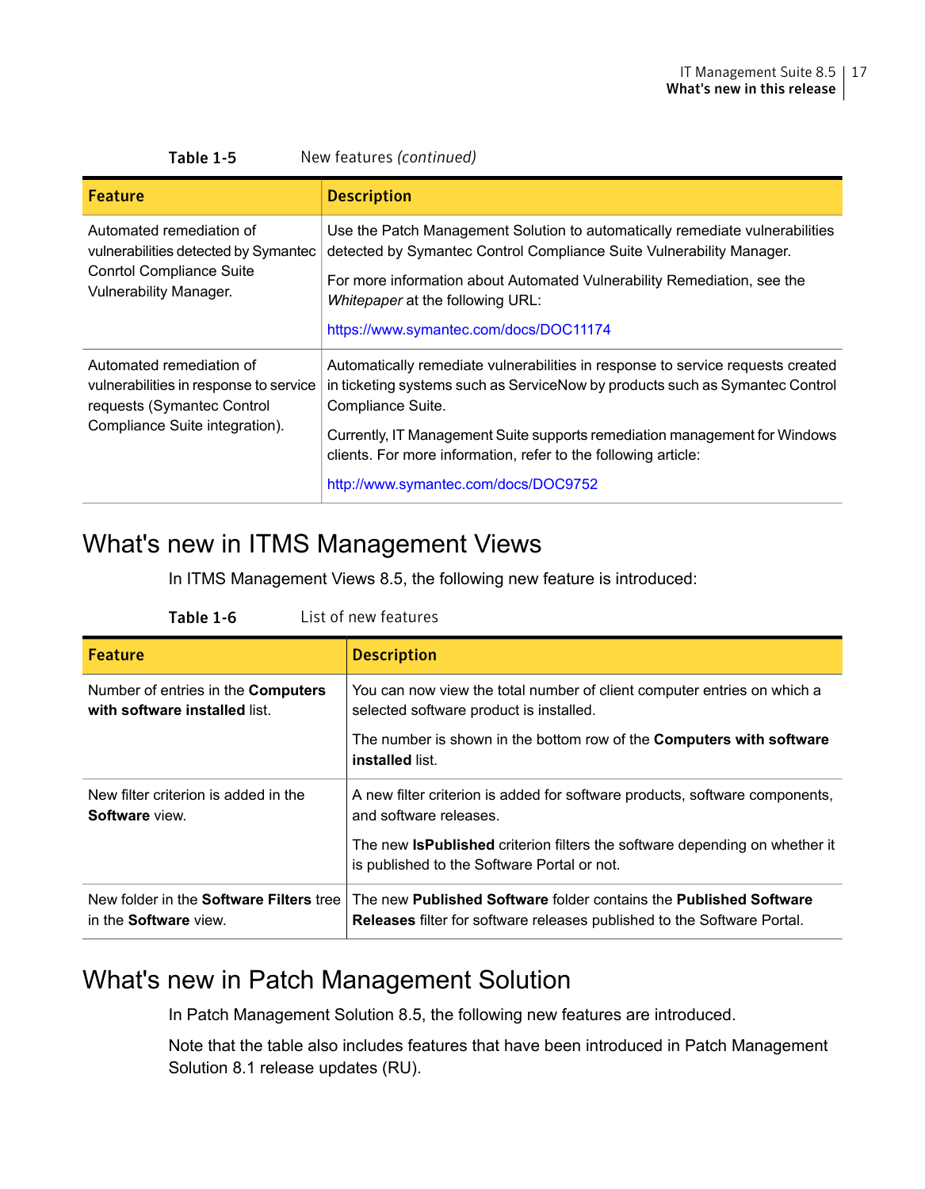**Table 1-5** New features *(continued)*

| Feature | Description |
|---|---|
| Automated remediation of vulnerabilities detected by Symantec Conrtol Compliance Suite Vulnerability Manager. | Use the Patch Management Solution to automatically remediate vulnerabilities detected by Symantec Control Compliance Suite Vulnerability Manager.<br><br>For more information about Automated Vulnerability Remediation, see the *Whitepaper* at the following URL:<br><br>https://www.symantec.com/docs/DOC11174 |
| Automated remediation of vulnerabilities in response to service requests (Symantec Control Compliance Suite integration). | Automatically remediate vulnerabilities in response to service requests created in ticketing systems such as ServiceNow by products such as Symantec Control Compliance Suite.<br><br>Currently, IT Management Suite supports remediation management for Windows clients. For more information, refer to the following article:<br><br>http://www.symantec.com/docs/DOC9752 |

## What's new in ITMS Management Views

In ITMS Management Views 8.5, the following new feature is introduced:

**Table 1-6** List of new features

| Feature | Description |
|---|---|
| Number of entries in the **Computers with software installed** list. | You can now view the total number of client computer entries on which a selected software product is installed.<br><br>The number is shown in the bottom row of the **Computers with software installed** list. |
| New filter criterion is added in the **Software** view. | A new filter criterion is added for software products, software components, and software releases.<br><br>The new **IsPublished** criterion filters the software depending on whether it is published to the Software Portal or not. |
| New folder in the **Software Filters** tree in the **Software** view. | The new **Published Software** folder contains the **Published Software Releases** filter for software releases published to the Software Portal. |

## What's new in Patch Management Solution

In Patch Management Solution 8.5, the following new features are introduced.

Note that the table also includes features that have been introduced in Patch Management Solution 8.1 release updates (RU).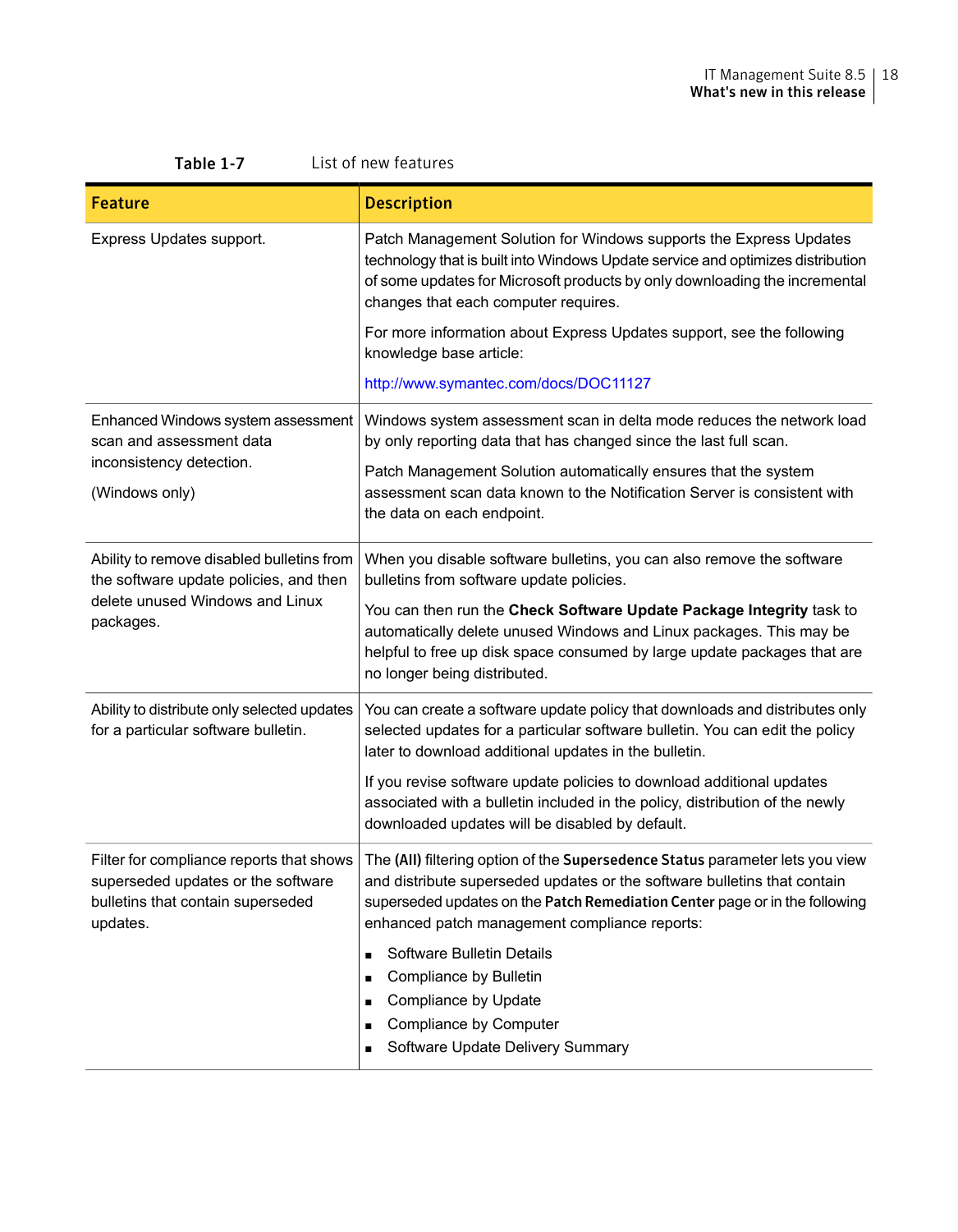**Table 1-7** List of new features

| Feature | Description |
| --- | --- |
| Express Updates support. | Patch Management Solution for Windows supports the Express Updates technology that is built into Windows Update service and optimizes distribution of some updates for Microsoft products by only downloading the incremental changes that each computer requires.<br><br>For more information about Express Updates support, see the following knowledge base article:<br><br>http://www.symantec.com/docs/DOC11127 |
| Enhanced Windows system assessment scan and assessment data inconsistency detection.<br><br>(Windows only) | Windows system assessment scan in delta mode reduces the network load by only reporting data that has changed since the last full scan.<br><br>Patch Management Solution automatically ensures that the system assessment scan data known to the Notification Server is consistent with the data on each endpoint. |
| Ability to remove disabled bulletins from the software update policies, and then delete unused Windows and Linux packages. | When you disable software bulletins, you can also remove the software bulletins from software update policies.<br><br>You can then run the **Check Software Update Package Integrity** task to automatically delete unused Windows and Linux packages. This may be helpful to free up disk space consumed by large update packages that are no longer being distributed. |
| Ability to distribute only selected updates for a particular software bulletin. | You can create a software update policy that downloads and distributes only selected updates for a particular software bulletin. You can edit the policy later to download additional updates in the bulletin.<br><br>If you revise software update policies to download additional updates associated with a bulletin included in the policy, distribution of the newly downloaded updates will be disabled by default. |
| Filter for compliance reports that shows superseded updates or the software bulletins that contain superseded updates. | The **(All)** filtering option of the **Supersedence Status** parameter lets you view and distribute superseded updates or the software bulletins that contain superseded updates on the **Patch Remediation Center** page or in the following enhanced patch management compliance reports:<br><br>▪ Software Bulletin Details<br>▪ Compliance by Bulletin<br>▪ Compliance by Update<br>▪ Compliance by Computer<br>▪ Software Update Delivery Summary |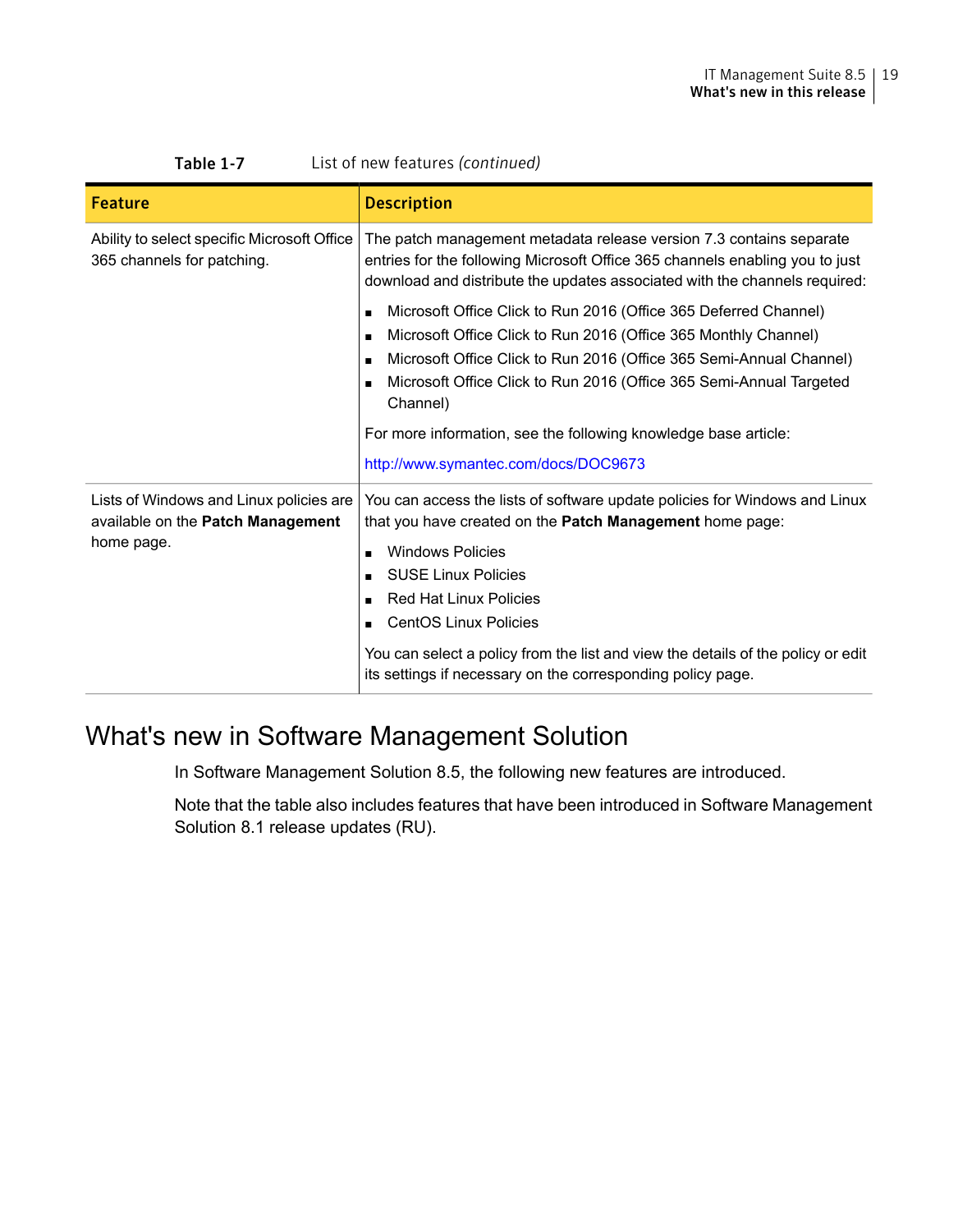**Table 1-7** List of new features *(continued)*

| Feature | Description |
|---|---|
| Ability to select specific Microsoft Office 365 channels for patching. | The patch management metadata release version 7.3 contains separate entries for the following Microsoft Office 365 channels enabling you to just download and distribute the updates associated with the channels required:<br>■ Microsoft Office Click to Run 2016 (Office 365 Deferred Channel)<br>■ Microsoft Office Click to Run 2016 (Office 365 Monthly Channel)<br>■ Microsoft Office Click to Run 2016 (Office 365 Semi-Annual Channel)<br>■ Microsoft Office Click to Run 2016 (Office 365 Semi-Annual Targeted Channel)<br>For more information, see the following knowledge base article:<br>http://www.symantec.com/docs/DOC9673 |
| Lists of Windows and Linux policies are available on the **Patch Management** home page. | You can access the lists of software update policies for Windows and Linux that you have created on the **Patch Management** home page:<br>■ Windows Policies<br>■ SUSE Linux Policies<br>■ Red Hat Linux Policies<br>■ CentOS Linux Policies<br>You can select a policy from the list and view the details of the policy or edit its settings if necessary on the corresponding policy page. |

## What's new in Software Management Solution

In Software Management Solution 8.5, the following new features are introduced.

Note that the table also includes features that have been introduced in Software Management Solution 8.1 release updates (RU).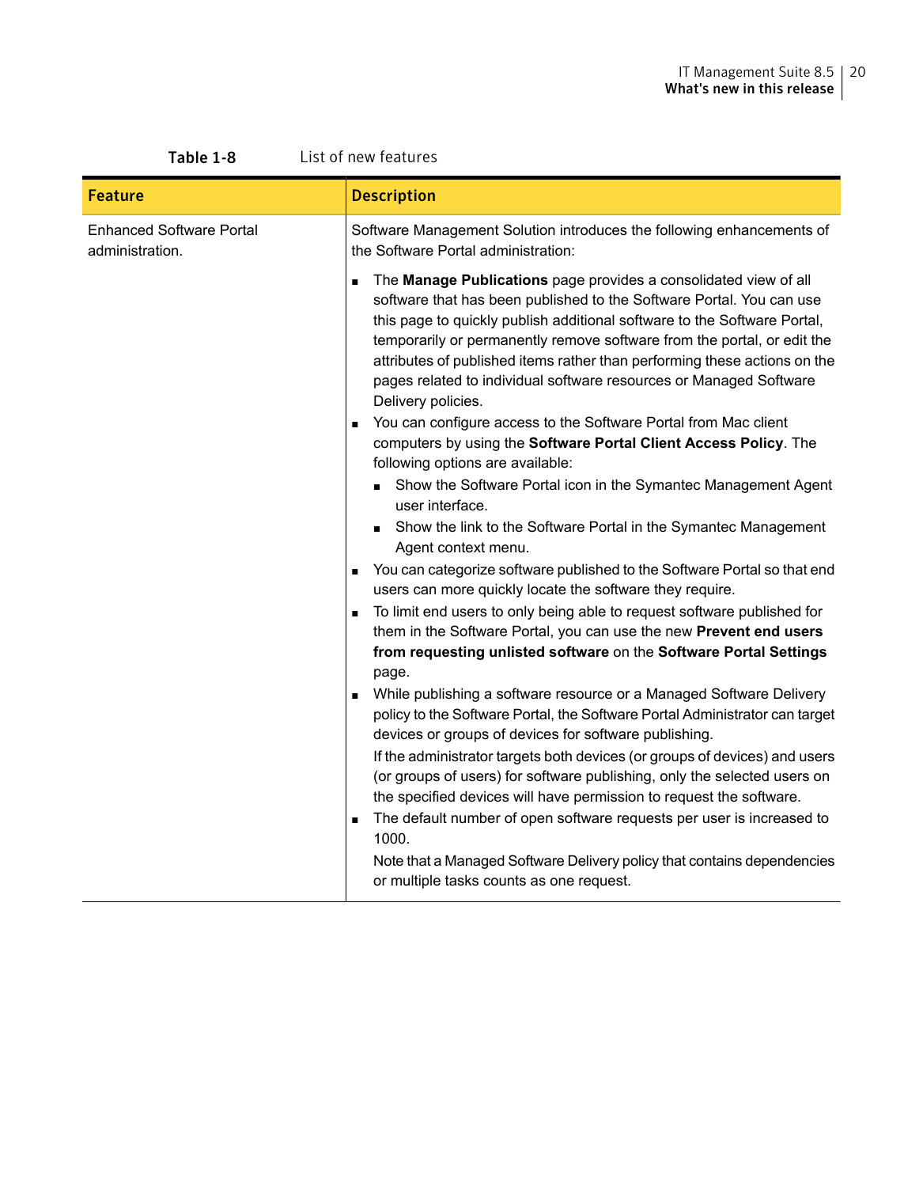**Table 1-8** List of new features

| Feature | Description |
| --- | --- |
| Enhanced Software Portal administration. | Software Management Solution introduces the following enhancements of the Software Portal administration:<br><br>■ The **Manage Publications** page provides a consolidated view of all software that has been published to the Software Portal. You can use this page to quickly publish additional software to the Software Portal, temporarily or permanently remove software from the portal, or edit the attributes of published items rather than performing these actions on the pages related to individual software resources or Managed Software Delivery policies.<br>■ You can configure access to the Software Portal from Mac client computers by using the **Software Portal Client Access Policy**. The following options are available:<br>&nbsp;&nbsp;■ Show the Software Portal icon in the Symantec Management Agent user interface.<br>&nbsp;&nbsp;■ Show the link to the Software Portal in the Symantec Management Agent context menu.<br>■ You can categorize software published to the Software Portal so that end users can more quickly locate the software they require.<br>■ To limit end users to only being able to request software published for them in the Software Portal, you can use the new **Prevent end users from requesting unlisted software** on the **Software Portal Settings** page.<br>■ While publishing a software resource or a Managed Software Delivery policy to the Software Portal, the Software Portal Administrator can target devices or groups of devices for software publishing.<br>If the administrator targets both devices (or groups of devices) and users (or groups of users) for software publishing, only the selected users on the specified devices will have permission to request the software.<br>■ The default number of open software requests per user is increased to 1000.<br>Note that a Managed Software Delivery policy that contains dependencies or multiple tasks counts as one request. |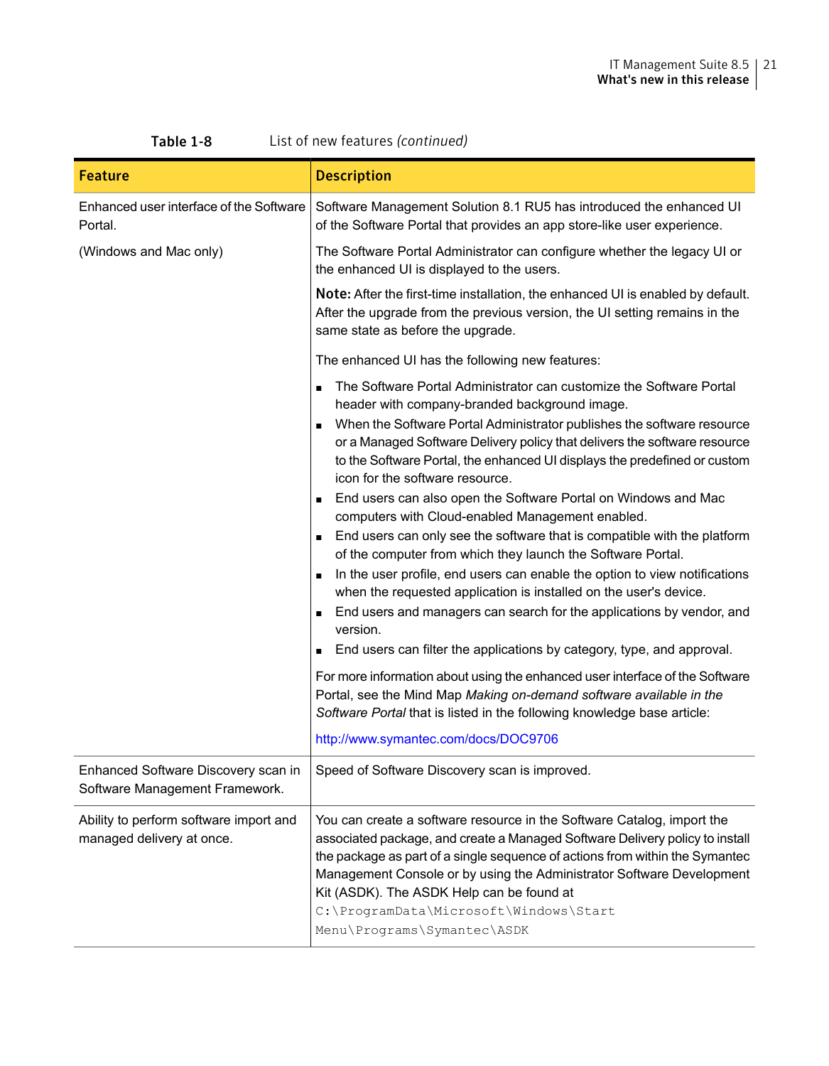Table 1-8 List of new features *(continued)*

| Feature | Description |
|---|---|
| Enhanced user interface of the Software Portal.<br><br>(Windows and Mac only) | Software Management Solution 8.1 RU5 has introduced the enhanced UI of the Software Portal that provides an app store-like user experience.<br><br>The Software Portal Administrator can configure whether the legacy UI or the enhanced UI is displayed to the users.<br><br>**Note:** After the first-time installation, the enhanced UI is enabled by default. After the upgrade from the previous version, the UI setting remains in the same state as before the upgrade.<br><br>The enhanced UI has the following new features:<br><br>▪ The Software Portal Administrator can customize the Software Portal header with company-branded background image.<br>▪ When the Software Portal Administrator publishes the software resource or a Managed Software Delivery policy that delivers the software resource to the Software Portal, the enhanced UI displays the predefined or custom icon for the software resource.<br>▪ End users can also open the Software Portal on Windows and Mac computers with Cloud-enabled Management enabled.<br>▪ End users can only see the software that is compatible with the platform of the computer from which they launch the Software Portal.<br>▪ In the user profile, end users can enable the option to view notifications when the requested application is installed on the user's device.<br>▪ End users and managers can search for the applications by vendor, and version.<br>▪ End users can filter the applications by category, type, and approval.<br><br>For more information about using the enhanced user interface of the Software Portal, see the Mind Map *Making on-demand software available in the Software Portal* that is listed in the following knowledge base article:<br><br>http://www.symantec.com/docs/DOC9706 |
| Enhanced Software Discovery scan in Software Management Framework. | Speed of Software Discovery scan is improved. |
| Ability to perform software import and managed delivery at once. | You can create a software resource in the Software Catalog, import the associated package, and create a Managed Software Delivery policy to install the package as part of a single sequence of actions from within the Symantec Management Console or by using the Administrator Software Development Kit (ASDK). The ASDK Help can be found at `C:\ProgramData\Microsoft\Windows\Start Menu\Programs\Symantec\ASDK` |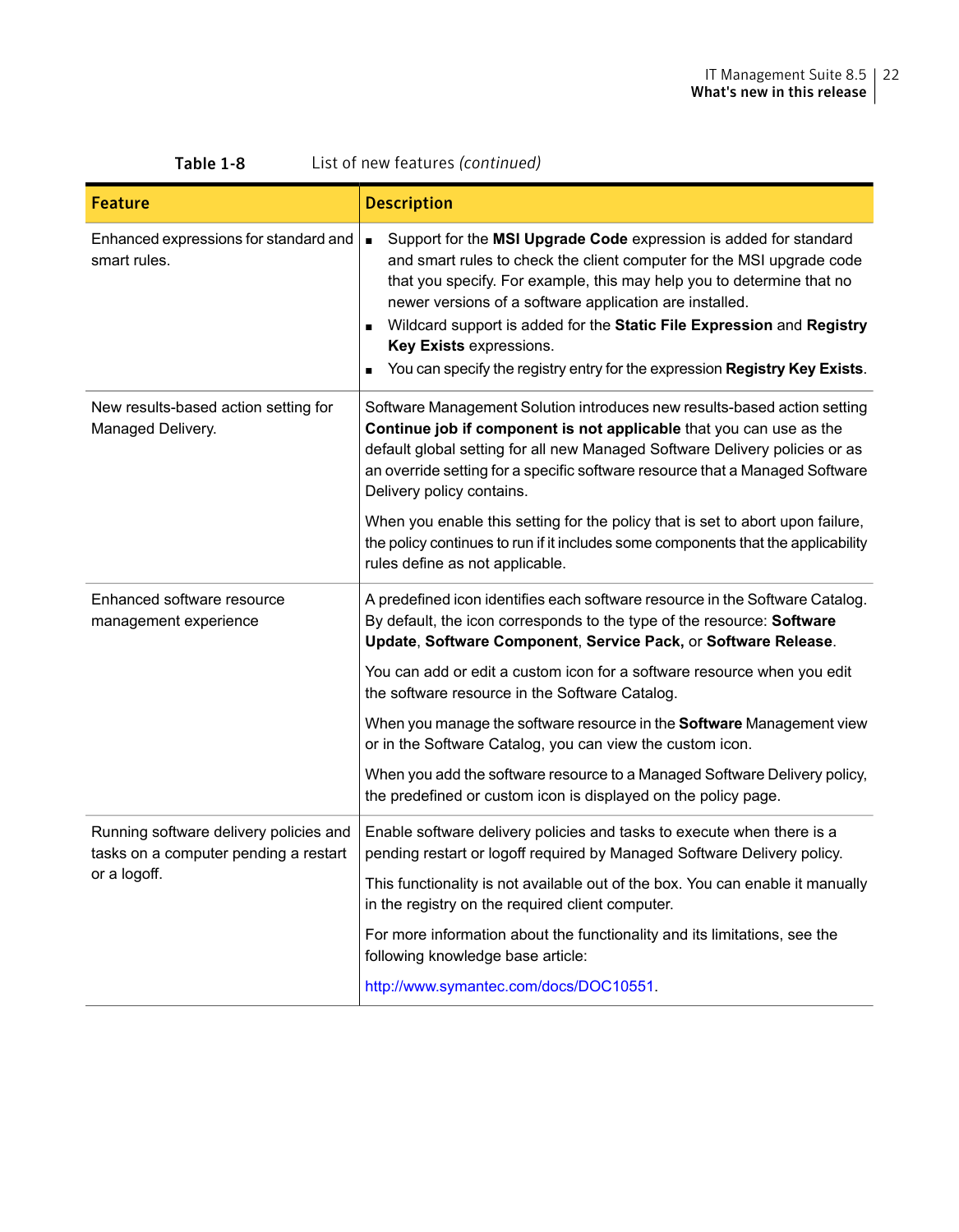Table 1-8 List of new features *(continued)*

| Feature | Description |
|---|---|
| Enhanced expressions for standard and smart rules. | ■ Support for the **MSI Upgrade Code** expression is added for standard and smart rules to check the client computer for the MSI upgrade code that you specify. For example, this may help you to determine that no newer versions of a software application are installed.<br>■ Wildcard support is added for the **Static File Expression** and **Registry Key Exists** expressions.<br>■ You can specify the registry entry for the expression **Registry Key Exists**. |
| New results-based action setting for Managed Delivery. | Software Management Solution introduces new results-based action setting **Continue job if component is not applicable** that you can use as the default global setting for all new Managed Software Delivery policies or as an override setting for a specific software resource that a Managed Software Delivery policy contains.<br><br>When you enable this setting for the policy that is set to abort upon failure, the policy continues to run if it includes some components that the applicability rules define as not applicable. |
| Enhanced software resource management experience | A predefined icon identifies each software resource in the Software Catalog. By default, the icon corresponds to the type of the resource: **Software Update**, **Software Component**, **Service Pack,** or **Software Release**.<br><br>You can add or edit a custom icon for a software resource when you edit the software resource in the Software Catalog.<br><br>When you manage the software resource in the **Software** Management view or in the Software Catalog, you can view the custom icon.<br><br>When you add the software resource to a Managed Software Delivery policy, the predefined or custom icon is displayed on the policy page. |
| Running software delivery policies and tasks on a computer pending a restart or a logoff. | Enable software delivery policies and tasks to execute when there is a pending restart or logoff required by Managed Software Delivery policy.<br><br>This functionality is not available out of the box. You can enable it manually in the registry on the required client computer.<br><br>For more information about the functionality and its limitations, see the following knowledge base article:<br><br>http://www.symantec.com/docs/DOC10551. |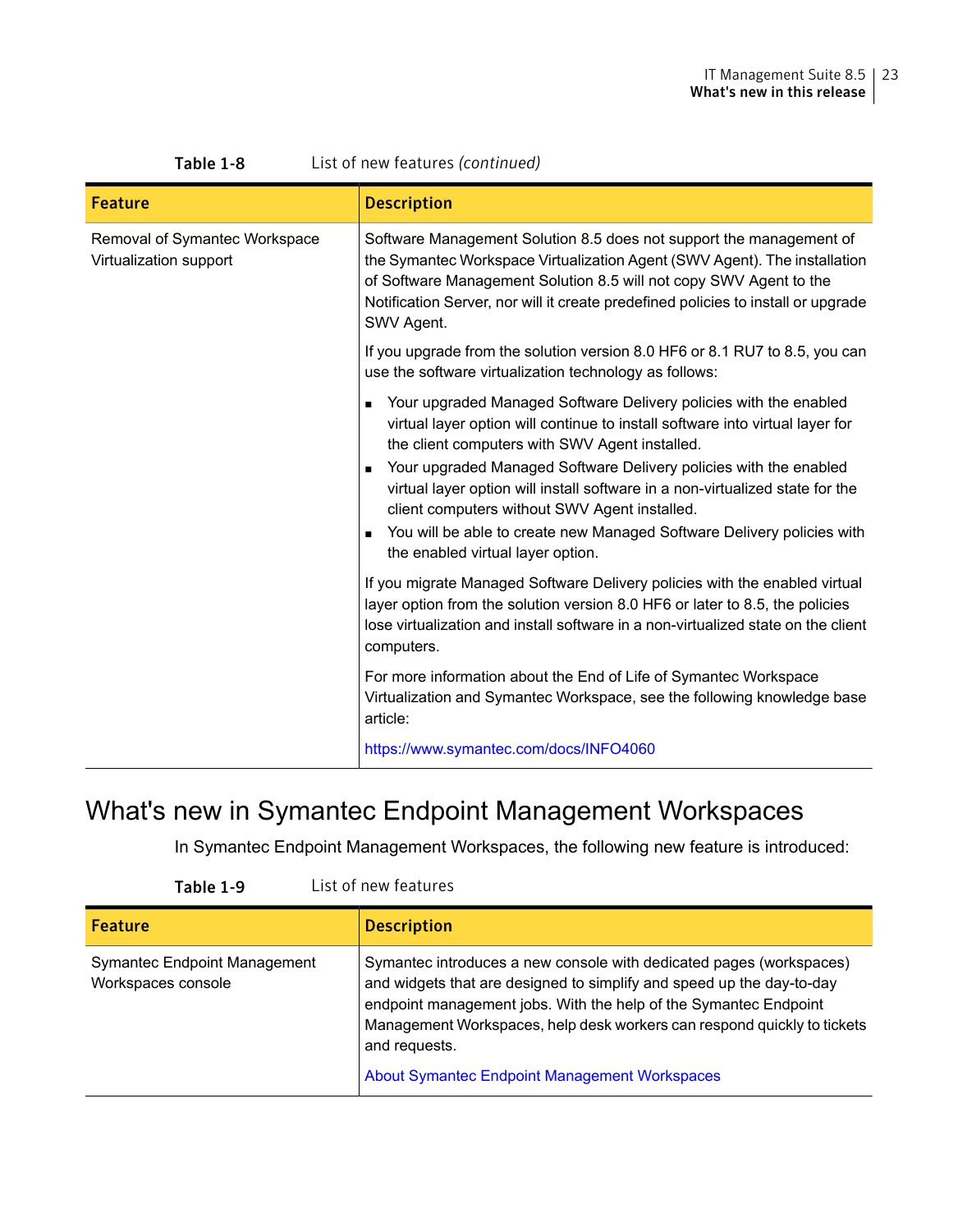Table 1-8 List of new features *(continued)*

| Feature | Description |
| --- | --- |
| Removal of Symantec Workspace Virtualization support | Software Management Solution 8.5 does not support the management of the Symantec Workspace Virtualization Agent (SWV Agent). The installation of Software Management Solution 8.5 will not copy SWV Agent to the Notification Server, nor will it create predefined policies to install or upgrade SWV Agent.<br><br>If you upgrade from the solution version 8.0 HF6 or 8.1 RU7 to 8.5, you can use the software virtualization technology as follows:<br><br>▪ Your upgraded Managed Software Delivery policies with the enabled virtual layer option will continue to install software into virtual layer for the client computers with SWV Agent installed.<br>▪ Your upgraded Managed Software Delivery policies with the enabled virtual layer option will install software in a non-virtualized state for the client computers without SWV Agent installed.<br>▪ You will be able to create new Managed Software Delivery policies with the enabled virtual layer option.<br><br>If you migrate Managed Software Delivery policies with the enabled virtual layer option from the solution version 8.0 HF6 or later to 8.5, the policies lose virtualization and install software in a non-virtualized state on the client computers.<br><br>For more information about the End of Life of Symantec Workspace Virtualization and Symantec Workspace, see the following knowledge base article:<br><br>https://www.symantec.com/docs/INFO4060 |

# What's new in Symantec Endpoint Management Workspaces

In Symantec Endpoint Management Workspaces, the following new feature is introduced:

Table 1-9 List of new features

| Feature | Description |
| --- | --- |
| Symantec Endpoint Management Workspaces console | Symantec introduces a new console with dedicated pages (workspaces) and widgets that are designed to simplify and speed up the day-to-day endpoint management jobs. With the help of the Symantec Endpoint Management Workspaces, help desk workers can respond quickly to tickets and requests.<br><br>About Symantec Endpoint Management Workspaces |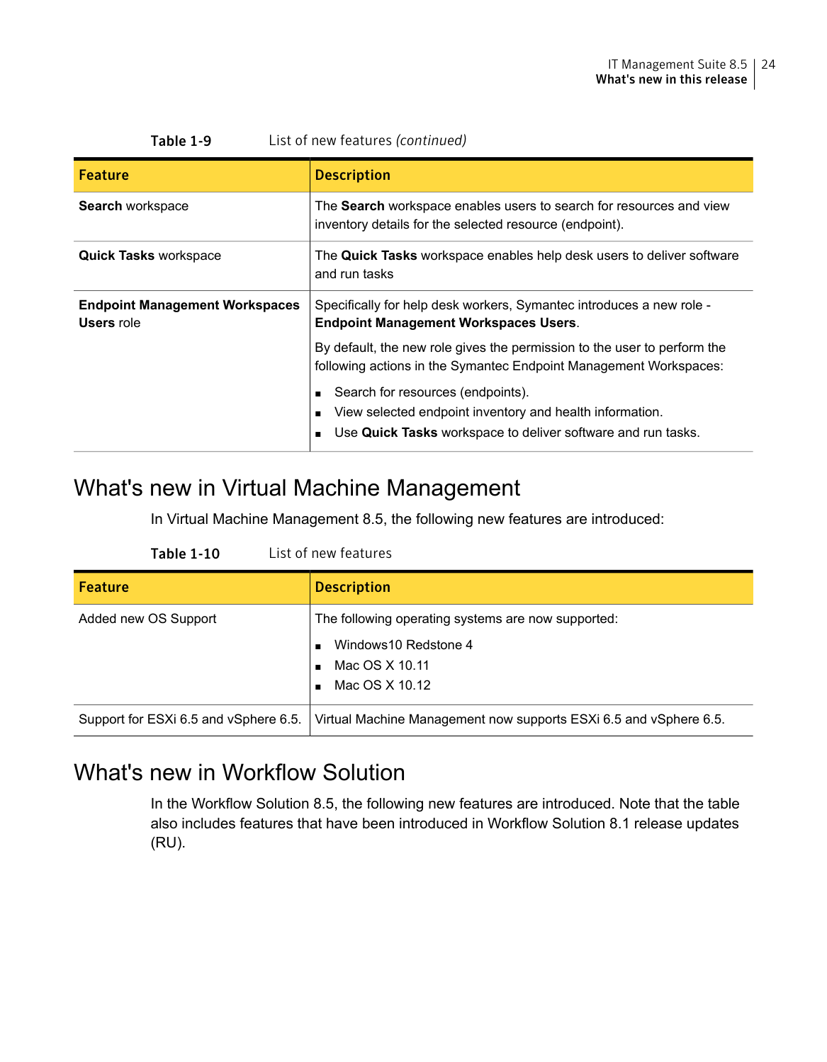**Table 1-9** List of new features *(continued)*

| Feature | Description |
|---|---|
| **Search** workspace | The **Search** workspace enables users to search for resources and view inventory details for the selected resource (endpoint). |
| **Quick Tasks** workspace | The **Quick Tasks** workspace enables help desk users to deliver software and run tasks |
| **Endpoint Management Workspaces Users** role | Specifically for help desk workers, Symantec introduces a new role - **Endpoint Management Workspaces Users**.<br><br>By default, the new role gives the permission to the user to perform the following actions in the Symantec Endpoint Management Workspaces:<br>▪ Search for resources (endpoints).<br>▪ View selected endpoint inventory and health information.<br>▪ Use **Quick Tasks** workspace to deliver software and run tasks. |

## What's new in Virtual Machine Management

In Virtual Machine Management 8.5, the following new features are introduced:

**Table 1-10** List of new features

| Feature | Description |
|---|---|
| Added new OS Support | The following operating systems are now supported:<br>▪ Windows10 Redstone 4<br>▪ Mac OS X 10.11<br>▪ Mac OS X 10.12 |
| Support for ESXi 6.5 and vSphere 6.5. | Virtual Machine Management now supports ESXi 6.5 and vSphere 6.5. |

## What's new in Workflow Solution

In the Workflow Solution 8.5, the following new features are introduced. Note that the table also includes features that have been introduced in Workflow Solution 8.1 release updates (RU).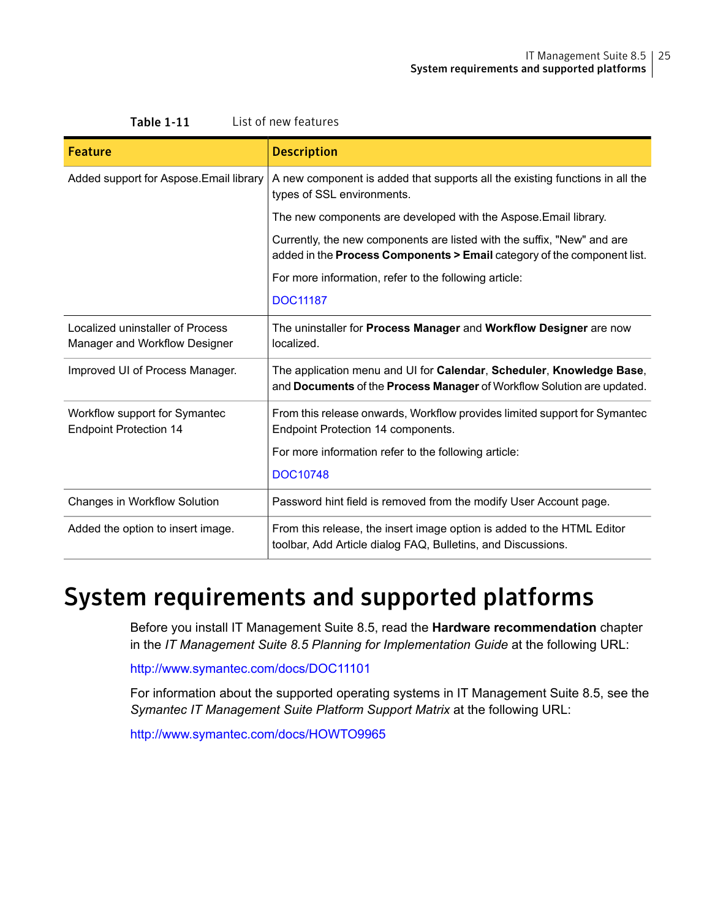**Table 1-11** List of new features

| Feature | Description |
| --- | --- |
| Added support for Aspose.Email library | A new component is added that supports all the existing functions in all the types of SSL environments.<br><br>The new components are developed with the Aspose.Email library.<br><br>Currently, the new components are listed with the suffix, "New" and are added in the **Process Components > Email** category of the component list.<br><br>For more information, refer to the following article:<br><br>DOC11187 |
| Localized uninstaller of Process Manager and Workflow Designer | The uninstaller for **Process Manager** and **Workflow Designer** are now localized. |
| Improved UI of Process Manager. | The application menu and UI for **Calendar**, **Scheduler**, **Knowledge Base**, and **Documents** of the **Process Manager** of Workflow Solution are updated. |
| Workflow support for Symantec Endpoint Protection 14 | From this release onwards, Workflow provides limited support for Symantec Endpoint Protection 14 components.<br><br>For more information refer to the following article:<br><br>DOC10748 |
| Changes in Workflow Solution | Password hint field is removed from the modify User Account page. |
| Added the option to insert image. | From this release, the insert image option is added to the HTML Editor toolbar, Add Article dialog FAQ, Bulletins, and Discussions. |

# System requirements and supported platforms

Before you install IT Management Suite 8.5, read the **Hardware recommendation** chapter in the *IT Management Suite 8.5 Planning for Implementation Guide* at the following URL:

http://www.symantec.com/docs/DOC11101

For information about the supported operating systems in IT Management Suite 8.5, see the *Symantec IT Management Suite Platform Support Matrix* at the following URL:

http://www.symantec.com/docs/HOWTO9965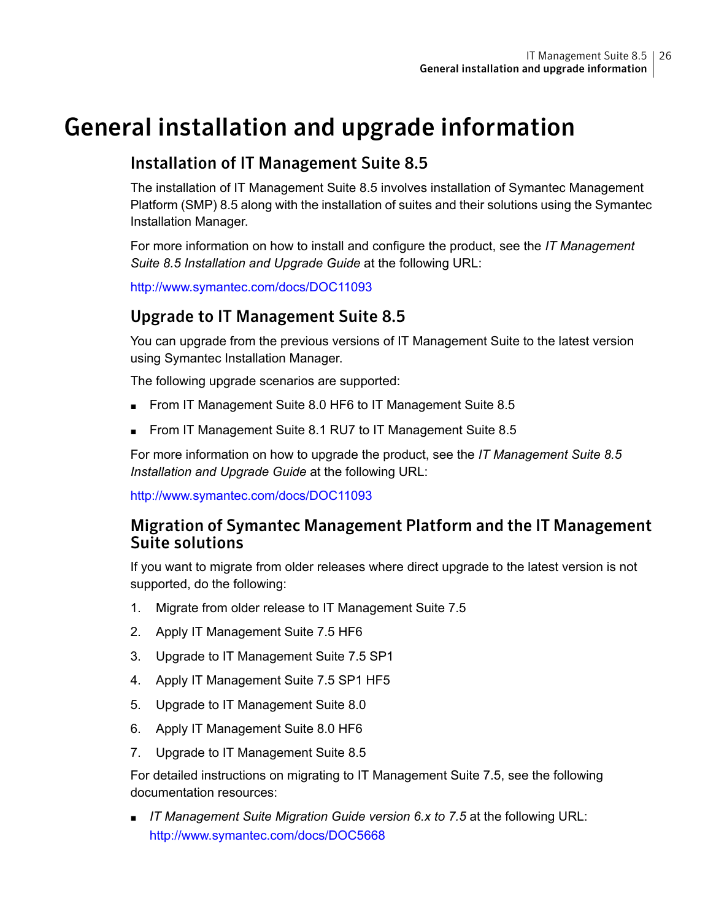# General installation and upgrade information

## Installation of IT Management Suite 8.5

The installation of IT Management Suite 8.5 involves installation of Symantec Management Platform (SMP) 8.5 along with the installation of suites and their solutions using the Symantec Installation Manager.

For more information on how to install and configure the product, see the *IT Management Suite 8.5 Installation and Upgrade Guide* at the following URL:

http://www.symantec.com/docs/DOC11093

## Upgrade to IT Management Suite 8.5

You can upgrade from the previous versions of IT Management Suite to the latest version using Symantec Installation Manager.

The following upgrade scenarios are supported:

- From IT Management Suite 8.0 HF6 to IT Management Suite 8.5
- From IT Management Suite 8.1 RU7 to IT Management Suite 8.5

For more information on how to upgrade the product, see the *IT Management Suite 8.5 Installation and Upgrade Guide* at the following URL:

http://www.symantec.com/docs/DOC11093

## Migration of Symantec Management Platform and the IT Management Suite solutions

If you want to migrate from older releases where direct upgrade to the latest version is not supported, do the following:

1. Migrate from older release to IT Management Suite 7.5
2. Apply IT Management Suite 7.5 HF6
3. Upgrade to IT Management Suite 7.5 SP1
4. Apply IT Management Suite 7.5 SP1 HF5
5. Upgrade to IT Management Suite 8.0
6. Apply IT Management Suite 8.0 HF6
7. Upgrade to IT Management Suite 8.5

For detailed instructions on migrating to IT Management Suite 7.5, see the following documentation resources:

- *IT Management Suite Migration Guide version 6.x to 7.5* at the following URL:
  http://www.symantec.com/docs/DOC5668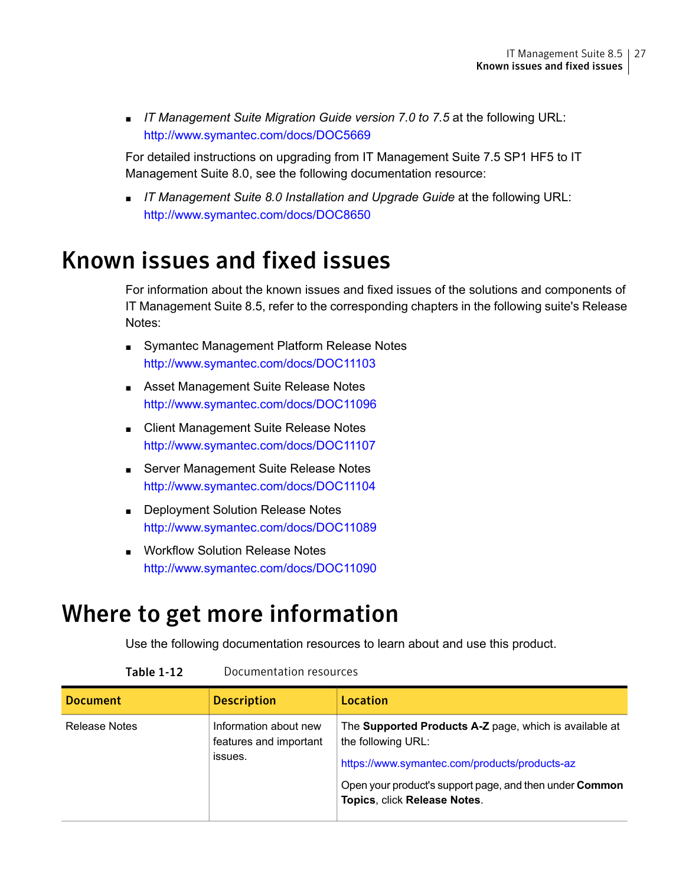- *IT Management Suite Migration Guide version 7.0 to 7.5* at the following URL:
  http://www.symantec.com/docs/DOC5669

For detailed instructions on upgrading from IT Management Suite 7.5 SP1 HF5 to IT Management Suite 8.0, see the following documentation resource:

- *IT Management Suite 8.0 Installation and Upgrade Guide* at the following URL:
  http://www.symantec.com/docs/DOC8650

# Known issues and fixed issues

For information about the known issues and fixed issues of the solutions and components of IT Management Suite 8.5, refer to the corresponding chapters in the following suite's Release Notes:

- Symantec Management Platform Release Notes
  http://www.symantec.com/docs/DOC11103
- Asset Management Suite Release Notes
  http://www.symantec.com/docs/DOC11096
- Client Management Suite Release Notes
  http://www.symantec.com/docs/DOC11107
- Server Management Suite Release Notes
  http://www.symantec.com/docs/DOC11104
- Deployment Solution Release Notes
  http://www.symantec.com/docs/DOC11089
- Workflow Solution Release Notes
  http://www.symantec.com/docs/DOC11090

# Where to get more information

Use the following documentation resources to learn about and use this product.

**Table 1-12** Documentation resources

| Document | Description | Location |
| --- | --- | --- |
| Release Notes | Information about new features and important issues. | The **Supported Products A-Z** page, which is available at the following URL:<br>https://www.symantec.com/products/products-az<br>Open your product's support page, and then under **Common Topics**, click **Release Notes**. |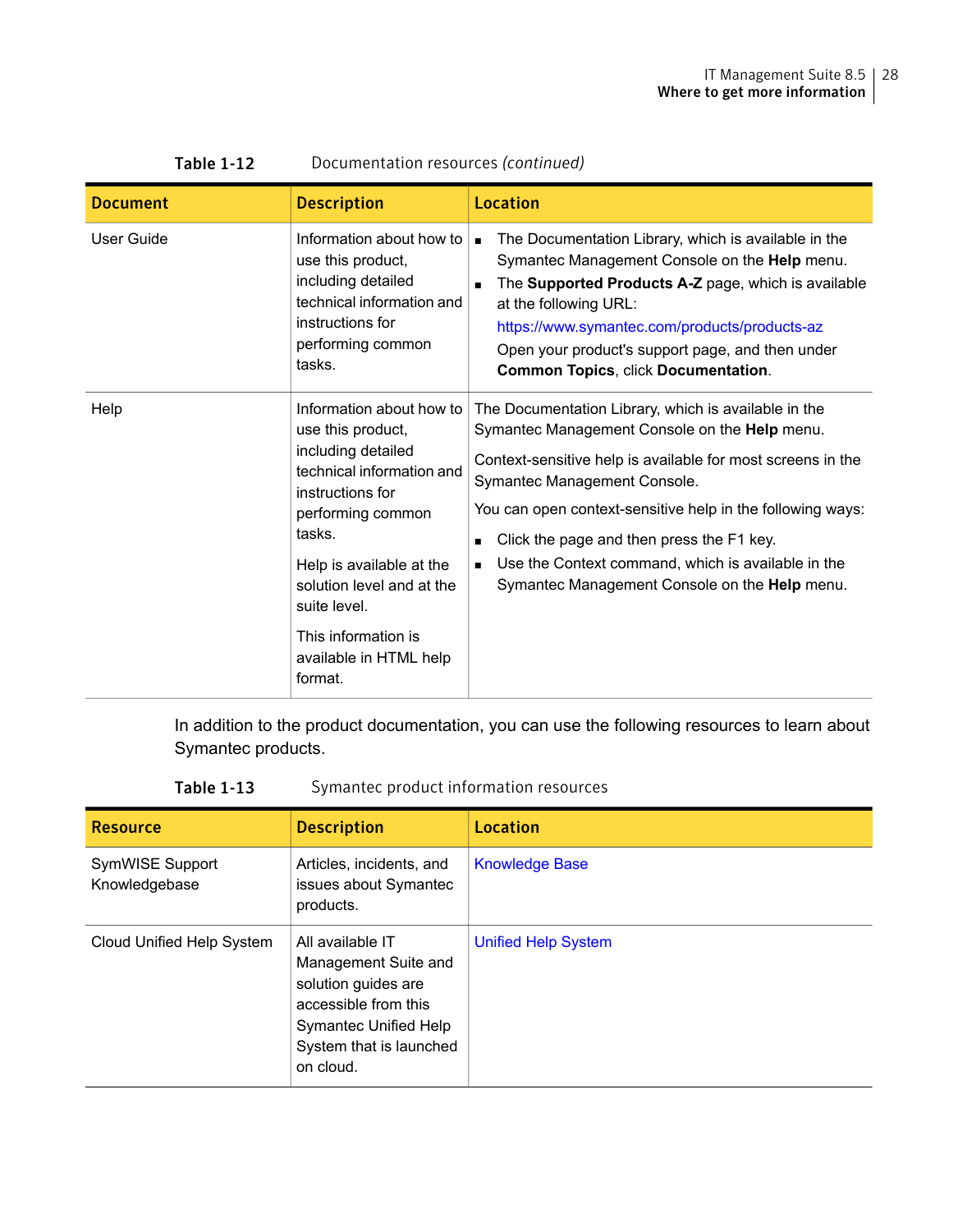**Table 1-12** Documentation resources *(continued)*

| Document | Description | Location |
|---|---|---|
| User Guide | Information about how to use this product, including detailed technical information and instructions for performing common tasks. | ■ The Documentation Library, which is available in the Symantec Management Console on the **Help** menu.<br>■ The **Supported Products A-Z** page, which is available at the following URL:<br>https://www.symantec.com/products/products-az<br>Open your product's support page, and then under **Common Topics**, click **Documentation**. |
| Help | Information about how to use this product, including detailed technical information and instructions for performing common tasks.<br><br>Help is available at the solution level and at the suite level.<br><br>This information is available in HTML help format. | The Documentation Library, which is available in the Symantec Management Console on the **Help** menu.<br><br>Context-sensitive help is available for most screens in the Symantec Management Console.<br><br>You can open context-sensitive help in the following ways:<br>■ Click the page and then press the F1 key.<br>■ Use the Context command, which is available in the Symantec Management Console on the **Help** menu. |

In addition to the product documentation, you can use the following resources to learn about Symantec products.

**Table 1-13** Symantec product information resources

| Resource | Description | Location |
|---|---|---|
| SymWISE Support Knowledgebase | Articles, incidents, and issues about Symantec products. | Knowledge Base |
| Cloud Unified Help System | All available IT Management Suite and solution guides are accessible from this Symantec Unified Help System that is launched on cloud. | Unified Help System |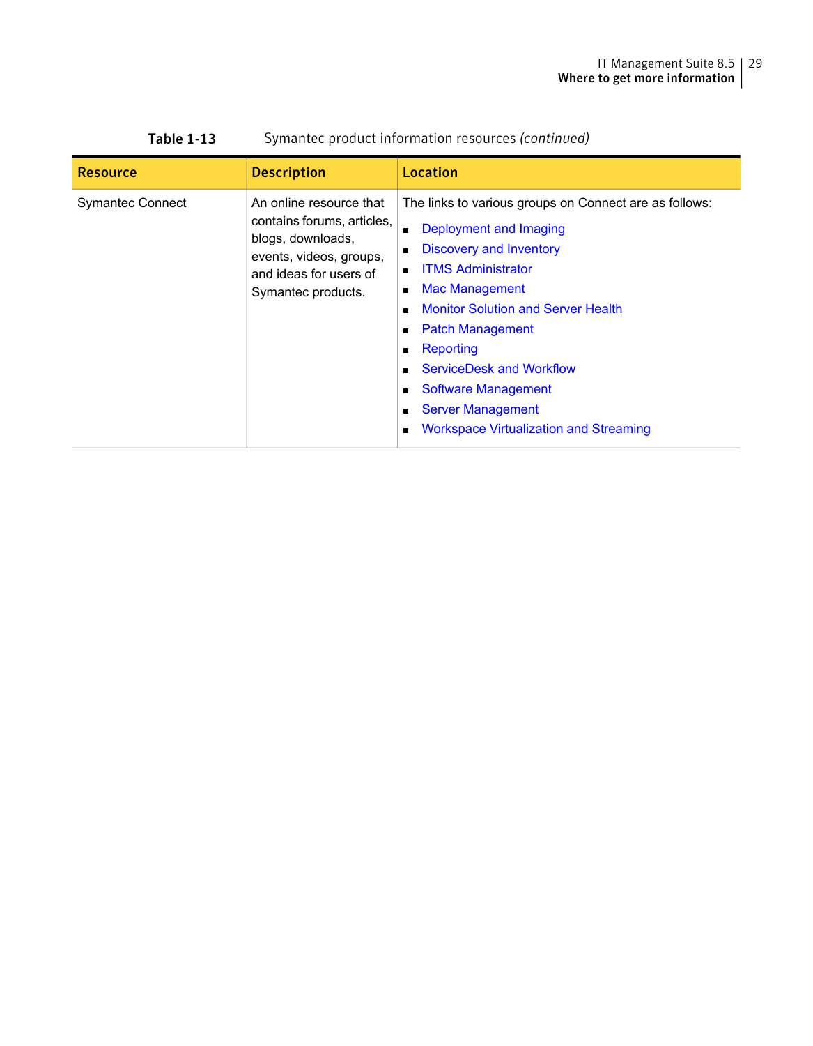**Table 1-13** Symantec product information resources *(continued)*

| Resource | Description | Location |
|---|---|---|
| Symantec Connect | An online resource that contains forums, articles, blogs, downloads, events, videos, groups, and ideas for users of Symantec products. | The links to various groups on Connect are as follows:<br>■ Deployment and Imaging<br>■ Discovery and Inventory<br>■ ITMS Administrator<br>■ Mac Management<br>■ Monitor Solution and Server Health<br>■ Patch Management<br>■ Reporting<br>■ ServiceDesk and Workflow<br>■ Software Management<br>■ Server Management<br>■ Workspace Virtualization and Streaming |